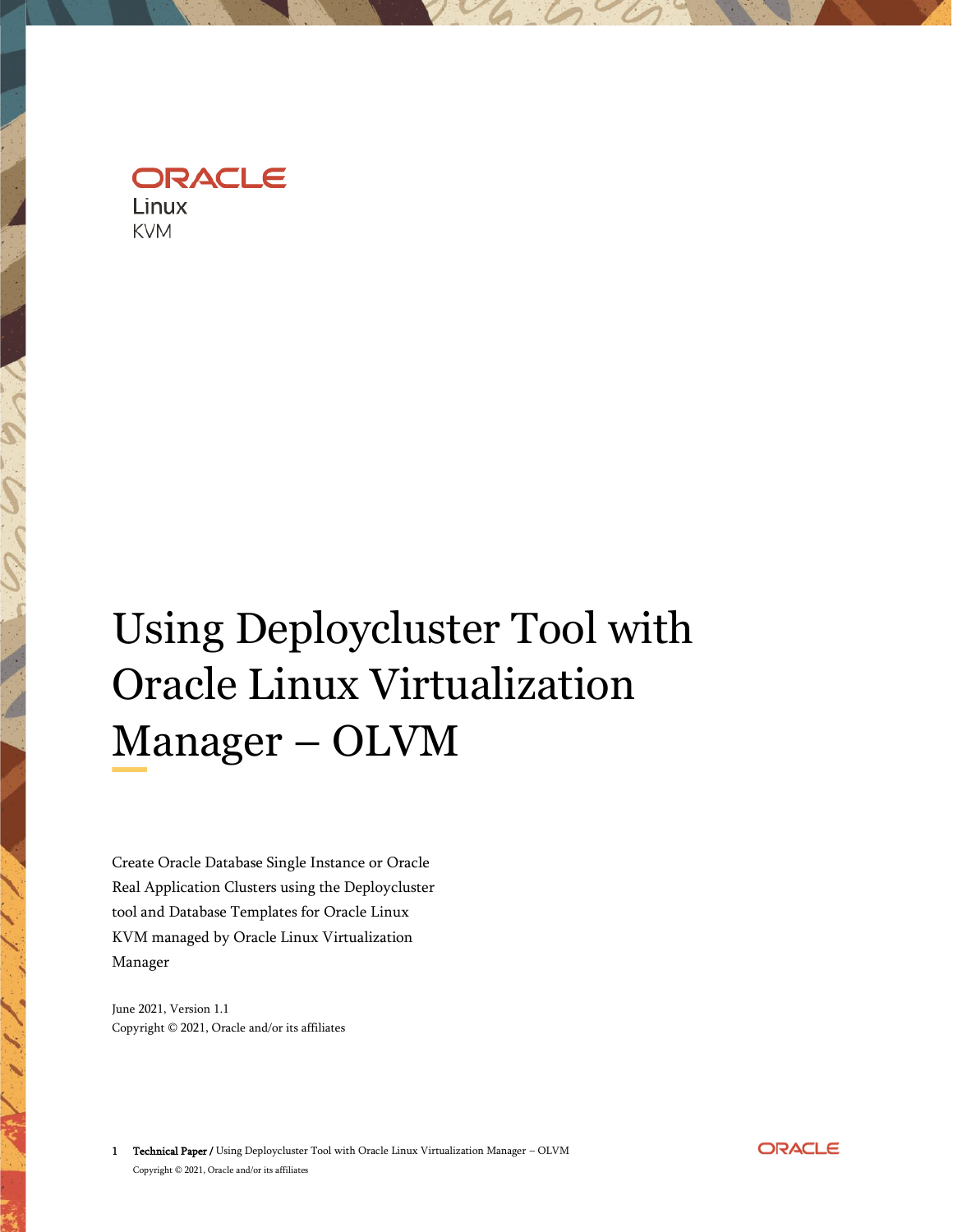ORACLE

Linux

KVM

# Using Deploycluster Tool with Oracle Linux Virtualization Manager – OLVM

Create Oracle Database Single Instance or Oracle Real Application Clusters using the Deploycluster tool and Database Templates for Oracle Linux KVM managed by Oracle Linux Virtualization Manager

June 2021, Version 1.1

Copyright © 2021, Oracle and/or its affiliates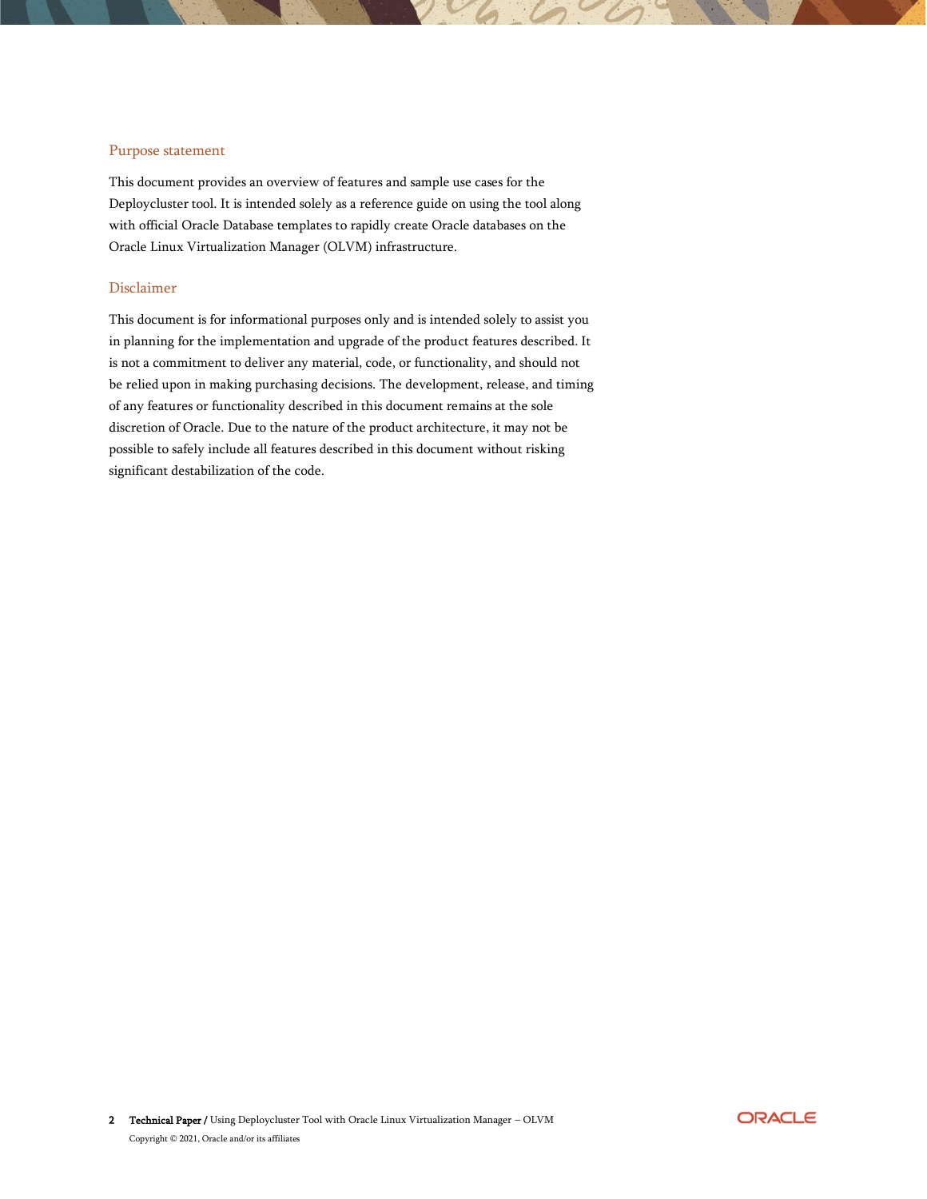## Purpose statement

This document provides an overview of features and sample use cases for the Deploycluster tool. It is intended solely as a reference guide on using the tool along with official Oracle Database templates to rapidly create Oracle databases on the Oracle Linux Virtualization Manager (OLVM) infrastructure.

## Disclaimer

This document is for informational purposes only and is intended solely to assist you in planning for the implementation and upgrade of the product features described. It is not a commitment to deliver any material, code, or functionality, and should not be relied upon in making purchasing decisions. The development, release, and timing of any features or functionality described in this document remains at the sole discretion of Oracle. Due to the nature of the product architecture, it may not be possible to safely include all features described in this document without risking significant destabilization of the code.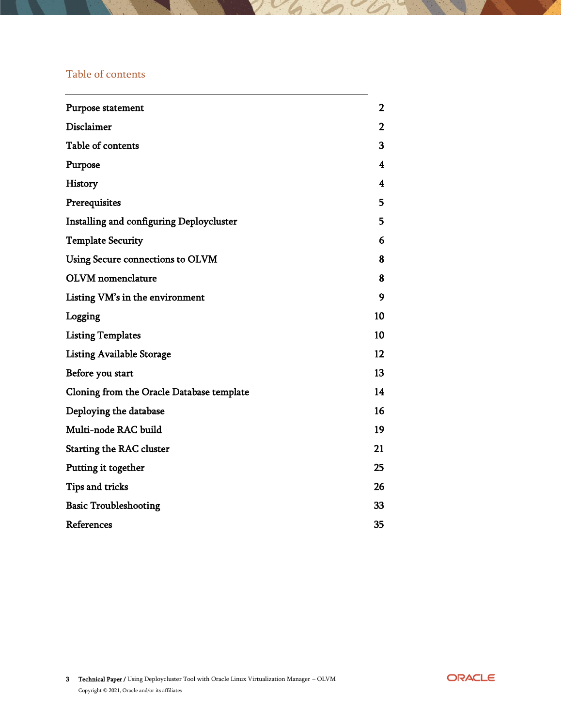## Table of contents

| | |
|---|---|
| Purpose statement | 2 |
| Disclaimer | 2 |
| Table of contents | 3 |
| Purpose | 4 |
| History | 4 |
| Prerequisites | 5 |
| Installing and configuring Deploycluster | 5 |
| Template Security | 6 |
| Using Secure connections to OLVM | 8 |
| OLVM nomenclature | 8 |
| Listing VM's in the environment | 9 |
| Logging | 10 |
| Listing Templates | 10 |
| Listing Available Storage | 12 |
| Before you start | 13 |
| Cloning from the Oracle Database template | 14 |
| Deploying the database | 16 |
| Multi-node RAC build | 19 |
| Starting the RAC cluster | 21 |
| Putting it together | 25 |
| Tips and tricks | 26 |
| Basic Troubleshooting | 33 |
| References | 35 |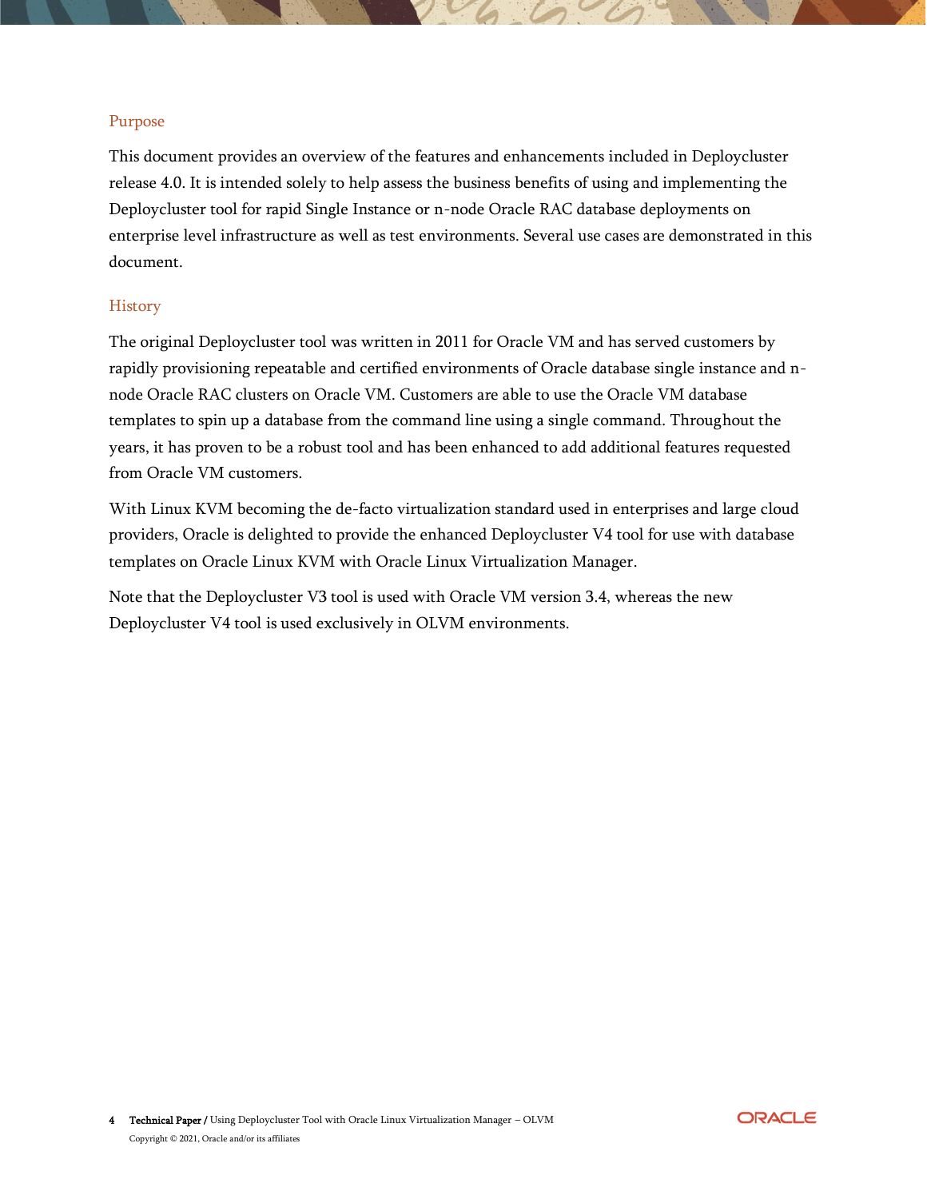## Purpose

This document provides an overview of the features and enhancements included in Deploycluster release 4.0. It is intended solely to help assess the business benefits of using and implementing the Deploycluster tool for rapid Single Instance or n-node Oracle RAC database deployments on enterprise level infrastructure as well as test environments. Several use cases are demonstrated in this document.

## History

The original Deploycluster tool was written in 2011 for Oracle VM and has served customers by rapidly provisioning repeatable and certified environments of Oracle database single instance and n-node Oracle RAC clusters on Oracle VM. Customers are able to use the Oracle VM database templates to spin up a database from the command line using a single command. Throughout the years, it has proven to be a robust tool and has been enhanced to add additional features requested from Oracle VM customers.

With Linux KVM becoming the de-facto virtualization standard used in enterprises and large cloud providers, Oracle is delighted to provide the enhanced Deploycluster V4 tool for use with database templates on Oracle Linux KVM with Oracle Linux Virtualization Manager.

Note that the Deploycluster V3 tool is used with Oracle VM version 3.4, whereas the new Deploycluster V4 tool is used exclusively in OLVM environments.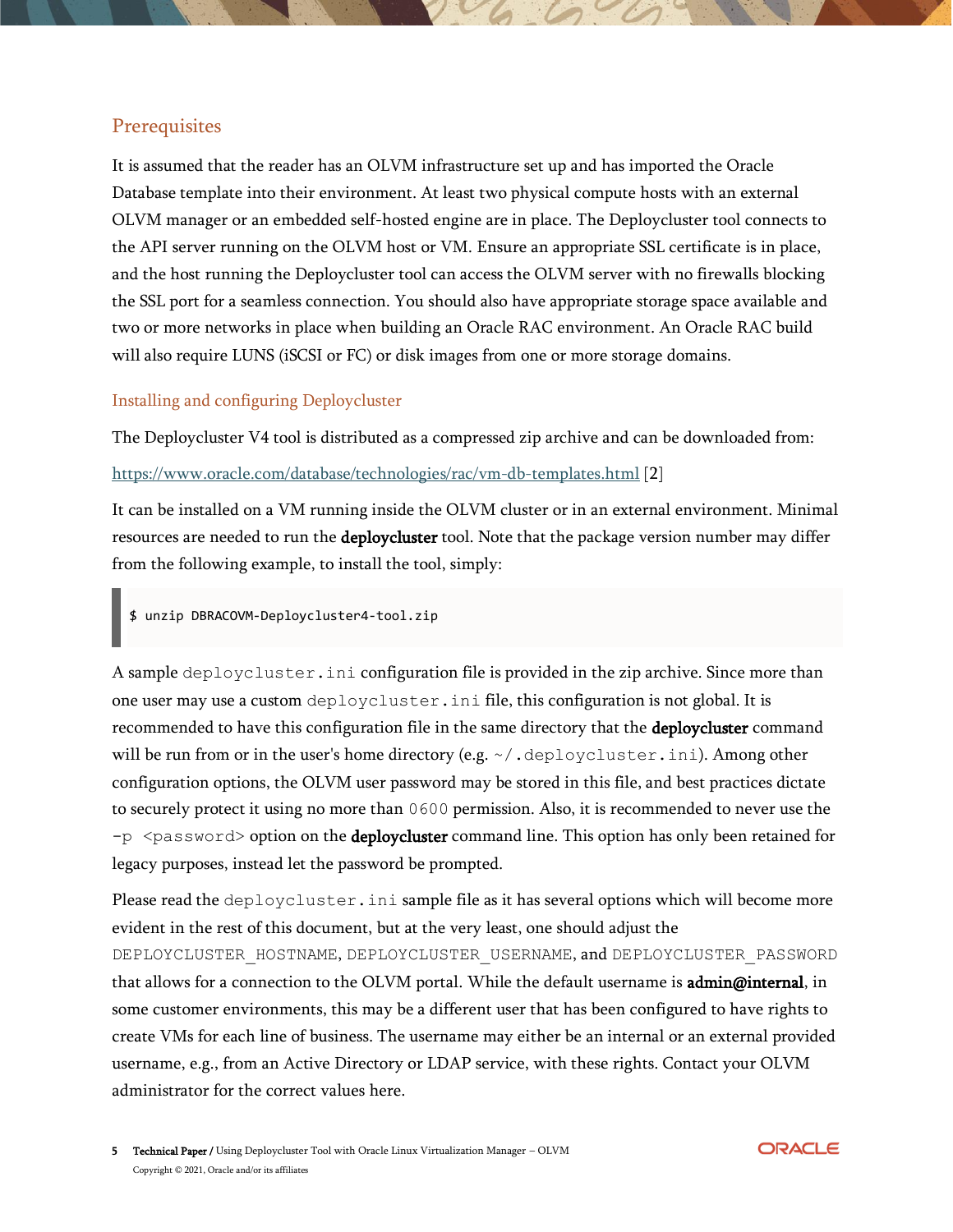## Prerequisites

It is assumed that the reader has an OLVM infrastructure set up and has imported the Oracle Database template into their environment. At least two physical compute hosts with an external OLVM manager or an embedded self-hosted engine are in place. The Deploycluster tool connects to the API server running on the OLVM host or VM. Ensure an appropriate SSL certificate is in place, and the host running the Deploycluster tool can access the OLVM server with no firewalls blocking the SSL port for a seamless connection. You should also have appropriate storage space available and two or more networks in place when building an Oracle RAC environment. An Oracle RAC build will also require LUNS (iSCSI or FC) or disk images from one or more storage domains.

### Installing and configuring Deploycluster

The Deploycluster V4 tool is distributed as a compressed zip archive and can be downloaded from:

https://www.oracle.com/database/technologies/rac/vm-db-templates.html [2]

It can be installed on a VM running inside the OLVM cluster or in an external environment. Minimal resources are needed to run the **deploycluster** tool. Note that the package version number may differ from the following example, to install the tool, simply:

```
$ unzip DBRACOVM-Deploycluster4-tool.zip
```

A sample `deploycluster.ini` configuration file is provided in the zip archive. Since more than one user may use a custom `deploycluster.ini` file, this configuration is not global. It is recommended to have this configuration file in the same directory that the **deploycluster** command will be run from or in the user's home directory (e.g. `~/.deploycluster.ini`). Among other configuration options, the OLVM user password may be stored in this file, and best practices dictate to securely protect it using no more than `0600` permission. Also, it is recommended to never use the `-p <password>` option on the **deploycluster** command line. This option has only been retained for legacy purposes, instead let the password be prompted.

Please read the `deploycluster.ini` sample file as it has several options which will become more evident in the rest of this document, but at the very least, one should adjust the `DEPLOYCLUSTER_HOSTNAME`, `DEPLOYCLUSTER_USERNAME`, and `DEPLOYCLUSTER_PASSWORD` that allows for a connection to the OLVM portal. While the default username is **admin@internal**, in some customer environments, this may be a different user that has been configured to have rights to create VMs for each line of business. The username may either be an internal or an external provided username, e.g., from an Active Directory or LDAP service, with these rights. Contact your OLVM administrator for the correct values here.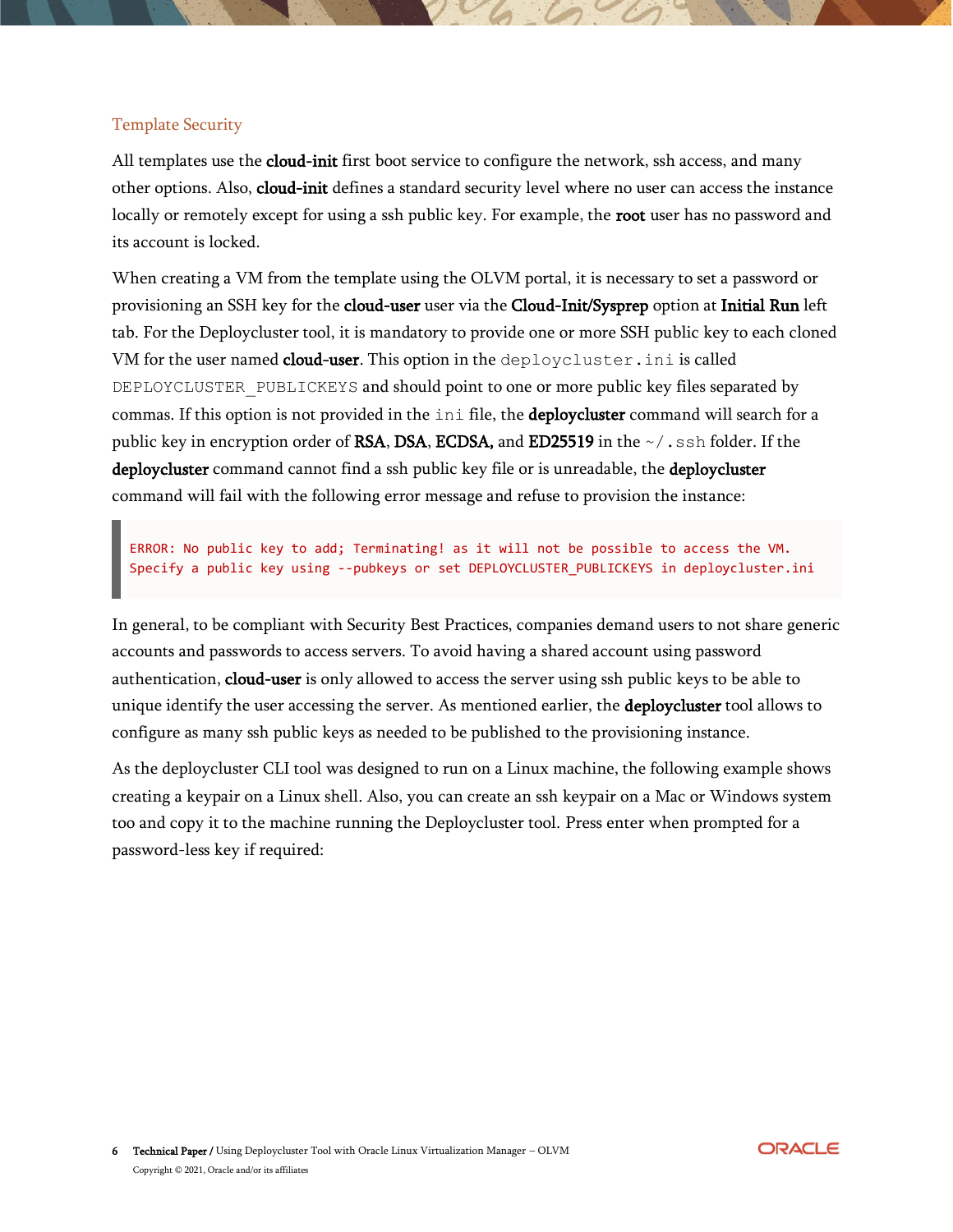### Template Security

All templates use the **cloud-init** first boot service to configure the network, ssh access, and many other options. Also, **cloud-init** defines a standard security level where no user can access the instance locally or remotely except for using a ssh public key. For example, the **root** user has no password and its account is locked.

When creating a VM from the template using the OLVM portal, it is necessary to set a password or provisioning an SSH key for the **cloud-user** user via the **Cloud-Init/Sysprep** option at **Initial Run** left tab. For the Deploycluster tool, it is mandatory to provide one or more SSH public key to each cloned VM for the user named **cloud-user**. This option in the `deploycluster.ini` is called `DEPLOYCLUSTER_PUBLICKEYS` and should point to one or more public key files separated by commas. If this option is not provided in the `ini` file, the **deploycluster** command will search for a public key in encryption order of **RSA**, **DSA**, **ECDSA,** and **ED25519** in the `~/.ssh` folder. If the **deploycluster** command cannot find a ssh public key file or is unreadable, the **deploycluster** command will fail with the following error message and refuse to provision the instance:

```
ERROR: No public key to add; Terminating! as it will not be possible to access the VM.
Specify a public key using --pubkeys or set DEPLOYCLUSTER_PUBLICKEYS in deploycluster.ini
```

In general, to be compliant with Security Best Practices, companies demand users to not share generic accounts and passwords to access servers. To avoid having a shared account using password authentication, **cloud-user** is only allowed to access the server using ssh public keys to be able to unique identify the user accessing the server. As mentioned earlier, the **deploycluster** tool allows to configure as many ssh public keys as needed to be published to the provisioning instance.

As the deploycluster CLI tool was designed to run on a Linux machine, the following example shows creating a keypair on a Linux shell. Also, you can create an ssh keypair on a Mac or Windows system too and copy it to the machine running the Deploycluster tool. Press enter when prompted for a password-less key if required: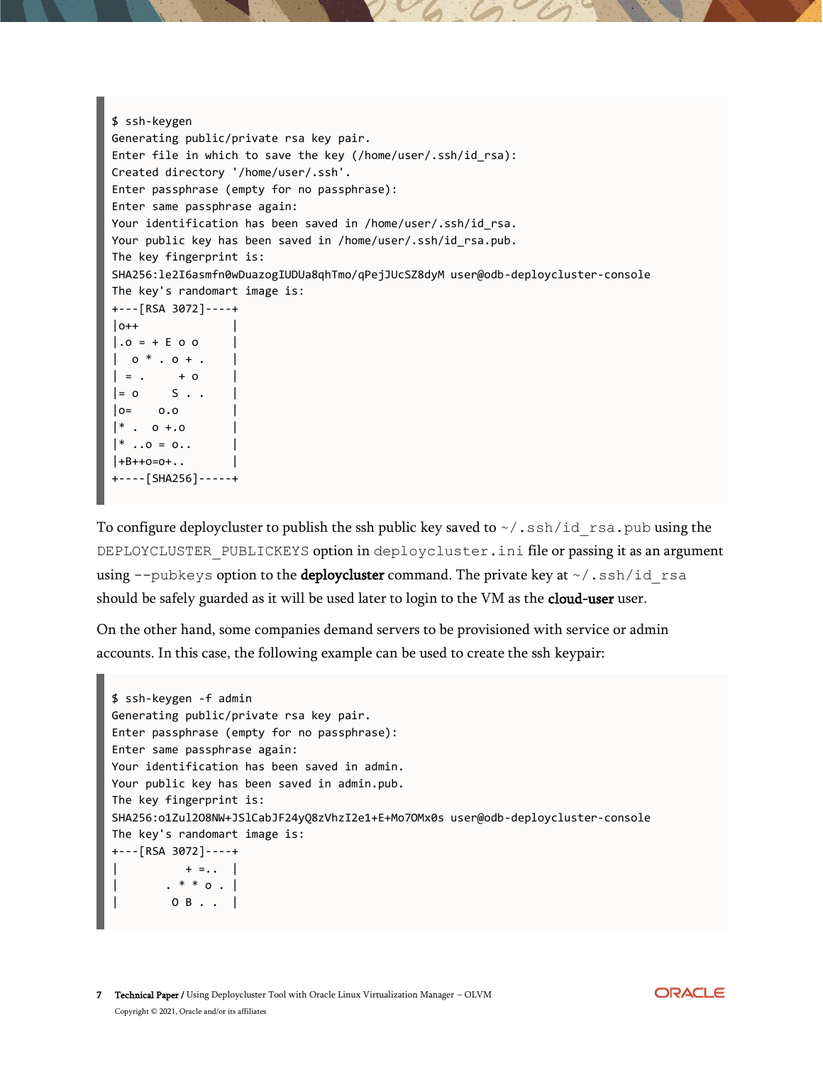```
$ ssh-keygen
Generating public/private rsa key pair.
Enter file in which to save the key (/home/user/.ssh/id_rsa):
Created directory '/home/user/.ssh'.
Enter passphrase (empty for no passphrase):
Enter same passphrase again:
Your identification has been saved in /home/user/.ssh/id_rsa.
Your public key has been saved in /home/user/.ssh/id_rsa.pub.
The key fingerprint is:
SHA256:le2I6asmfn0wDuazogIUDUa8qhTmo/qPejJUcSZ8dyM user@odb-deploycluster-console
The key's randomart image is:
+---[RSA 3072]----+
|o++              |
|.o = + E o o     |
|  o * . o + .    |
| = .     + o     |
|= o     S . .    |
|o=    o.o        |
|* .  o +.o       |
|* ..o = o..      |
|+B++o=o+..       |
+----[SHA256]-----+
```

To configure deploycluster to publish the ssh public key saved to `~/.ssh/id_rsa.pub` using the `DEPLOYCLUSTER_PUBLICKEYS` option in `deploycluster.ini` file or passing it as an argument using `--pubkeys` option to the **deploycluster** command. The private key at `~/.ssh/id_rsa` should be safely guarded as it will be used later to login to the VM as the **cloud-user** user.

On the other hand, some companies demand servers to be provisioned with service or admin accounts. In this case, the following example can be used to create the ssh keypair:

```
$ ssh-keygen -f admin
Generating public/private rsa key pair.
Enter passphrase (empty for no passphrase):
Enter same passphrase again:
Your identification has been saved in admin.
Your public key has been saved in admin.pub.
The key fingerprint is:
SHA256:o1Zul2O8NW+JSlCabJF24yQ8zVhzI2e1+E+Mo7OMx0s user@odb-deploycluster-console
The key's randomart image is:
+---[RSA 3072]----+
|         + =..   |
|       . * * o . |
|        O B . .  |
```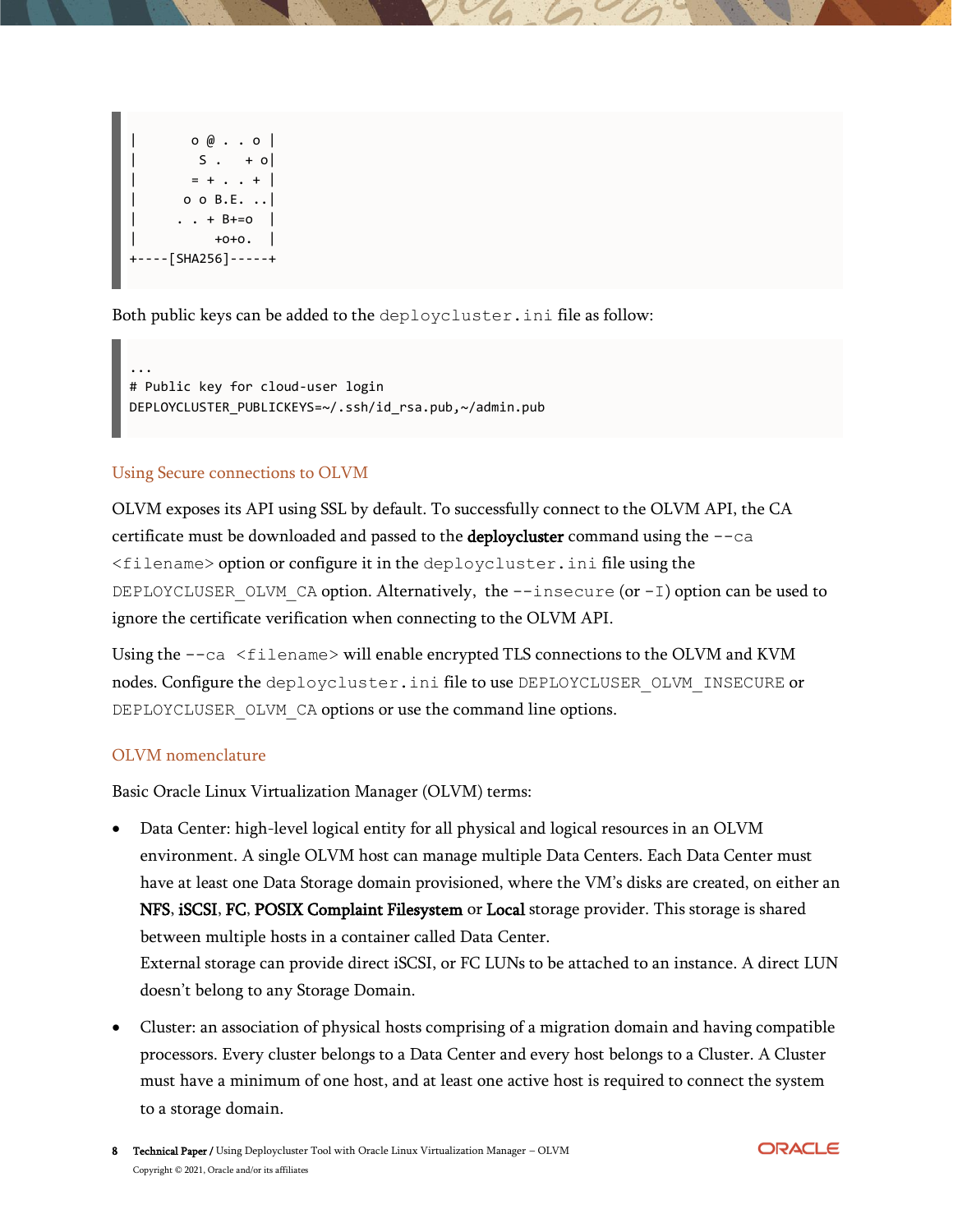```
|       o @ . . o |
|        S .   + o|
|       = + . . + |
|      o o B.E. ..|
|     . . + B+=o  |
|         +o+o.   |
+----[SHA256]-----+
```

Both public keys can be added to the `deploycluster.ini` file as follow:

```
...
# Public key for cloud-user login
DEPLOYCLUSTER_PUBLICKEYS=~/.ssh/id_rsa.pub,~/admin.pub
```

### Using Secure connections to OLVM

OLVM exposes its API using SSL by default. To successfully connect to the OLVM API, the CA certificate must be downloaded and passed to the **deploycluster** command using the `--ca <filename>` option or configure it in the `deploycluster.ini` file using the `DEPLOYCLUSER_OLVM_CA` option. Alternatively, the `--insecure` (or `-I`) option can be used to ignore the certificate verification when connecting to the OLVM API.

Using the `--ca <filename>` will enable encrypted TLS connections to the OLVM and KVM nodes. Configure the `deploycluster.ini` file to use `DEPLOYCLUSER_OLVM_INSECURE` or `DEPLOYCLUSER_OLVM_CA` options or use the command line options.

### OLVM nomenclature

Basic Oracle Linux Virtualization Manager (OLVM) terms:

- Data Center: high-level logical entity for all physical and logical resources in an OLVM environment. A single OLVM host can manage multiple Data Centers. Each Data Center must have at least one Data Storage domain provisioned, where the VM's disks are created, on either an **NFS**, **iSCSI**, **FC**, **POSIX Complaint Filesystem** or **Local** storage provider. This storage is shared between multiple hosts in a container called Data Center.
  External storage can provide direct iSCSI, or FC LUNs to be attached to an instance. A direct LUN doesn't belong to any Storage Domain.
- Cluster: an association of physical hosts comprising of a migration domain and having compatible processors. Every cluster belongs to a Data Center and every host belongs to a Cluster. A Cluster must have a minimum of one host, and at least one active host is required to connect the system to a storage domain.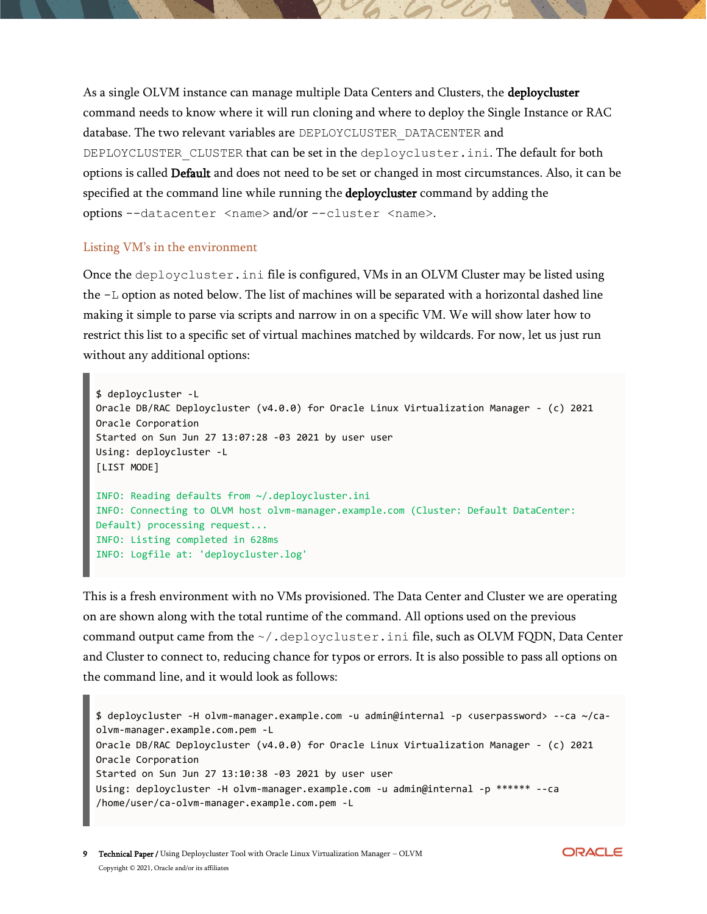As a single OLVM instance can manage multiple Data Centers and Clusters, the **deploycluster** command needs to know where it will run cloning and where to deploy the Single Instance or RAC database. The two relevant variables are `DEPLOYCLUSTER_DATACENTER` and `DEPLOYCLUSTER_CLUSTER` that can be set in the `deploycluster.ini`. The default for both options is called **Default** and does not need to be set or changed in most circumstances. Also, it can be specified at the command line while running the **deploycluster** command by adding the options `--datacenter <name>` and/or `--cluster <name>`.

### Listing VM's in the environment

Once the `deploycluster.ini` file is configured, VMs in an OLVM Cluster may be listed using the `-L` option as noted below. The list of machines will be separated with a horizontal dashed line making it simple to parse via scripts and narrow in on a specific VM. We will show later how to restrict this list to a specific set of virtual machines matched by wildcards. For now, let us just run without any additional options:

```
$ deploycluster -L
Oracle DB/RAC Deploycluster (v4.0.0) for Oracle Linux Virtualization Manager - (c) 2021
Oracle Corporation
Started on Sun Jun 27 13:07:28 -03 2021 by user user
Using: deploycluster -L
[LIST MODE]

INFO: Reading defaults from ~/.deploycluster.ini
INFO: Connecting to OLVM host olvm-manager.example.com (Cluster: Default DataCenter:
Default) processing request...
INFO: Listing completed in 628ms
INFO: Logfile at: 'deploycluster.log'
```

This is a fresh environment with no VMs provisioned. The Data Center and Cluster we are operating on are shown along with the total runtime of the command. All options used on the previous command output came from the `~/.deploycluster.ini` file, such as OLVM FQDN, Data Center and Cluster to connect to, reducing chance for typos or errors. It is also possible to pass all options on the command line, and it would look as follows:

```
$ deploycluster -H olvm-manager.example.com -u admin@internal -p <userpassword> --ca ~/ca-
olvm-manager.example.com.pem -L
Oracle DB/RAC Deploycluster (v4.0.0) for Oracle Linux Virtualization Manager - (c) 2021
Oracle Corporation
Started on Sun Jun 27 13:10:38 -03 2021 by user user
Using: deploycluster -H olvm-manager.example.com -u admin@internal -p ****** --ca
/home/user/ca-olvm-manager.example.com.pem -L
```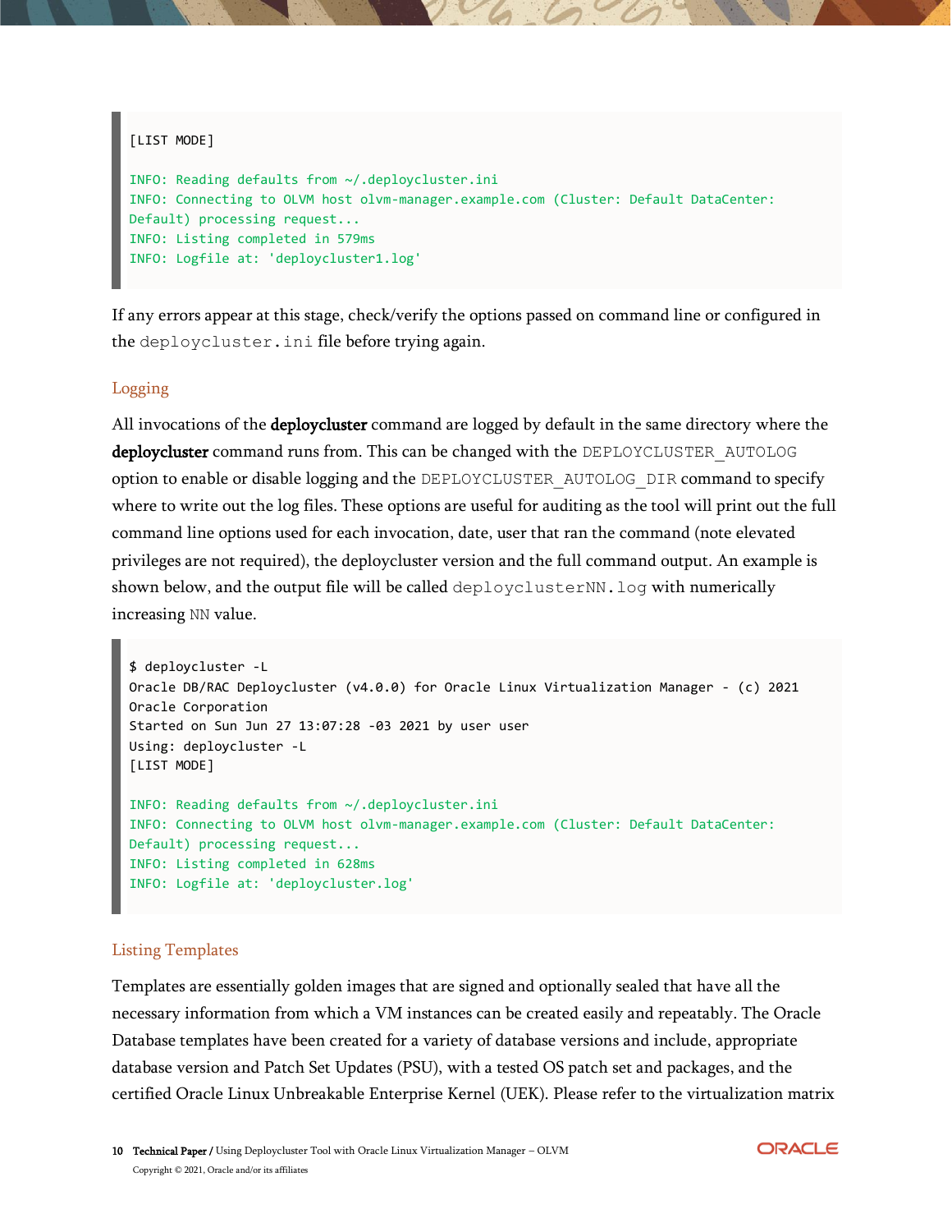```
[LIST MODE]

INFO: Reading defaults from ~/.deploycluster.ini
INFO: Connecting to OLVM host olvm-manager.example.com (Cluster: Default DataCenter:
Default) processing request...
INFO: Listing completed in 579ms
INFO: Logfile at: 'deploycluster1.log'
```

If any errors appear at this stage, check/verify the options passed on command line or configured in the `deploycluster.ini` file before trying again.

### Logging

All invocations of the **deploycluster** command are logged by default in the same directory where the **deploycluster** command runs from. This can be changed with the `DEPLOYCLUSTER_AUTOLOG` option to enable or disable logging and the `DEPLOYCLUSTER_AUTOLOG_DIR` command to specify where to write out the log files. These options are useful for auditing as the tool will print out the full command line options used for each invocation, date, user that ran the command (note elevated privileges are not required), the deploycluster version and the full command output. An example is shown below, and the output file will be called `deployclusterNN.log` with numerically increasing `NN` value.

```
$ deploycluster -L
Oracle DB/RAC Deploycluster (v4.0.0) for Oracle Linux Virtualization Manager - (c) 2021
Oracle Corporation
Started on Sun Jun 27 13:07:28 -03 2021 by user user
Using: deploycluster -L
[LIST MODE]

INFO: Reading defaults from ~/.deploycluster.ini
INFO: Connecting to OLVM host olvm-manager.example.com (Cluster: Default DataCenter:
Default) processing request...
INFO: Listing completed in 628ms
INFO: Logfile at: 'deploycluster.log'
```

### Listing Templates

Templates are essentially golden images that are signed and optionally sealed that have all the necessary information from which a VM instances can be created easily and repeatably. The Oracle Database templates have been created for a variety of database versions and include, appropriate database version and Patch Set Updates (PSU), with a tested OS patch set and packages, and the certified Oracle Linux Unbreakable Enterprise Kernel (UEK). Please refer to the virtualization matrix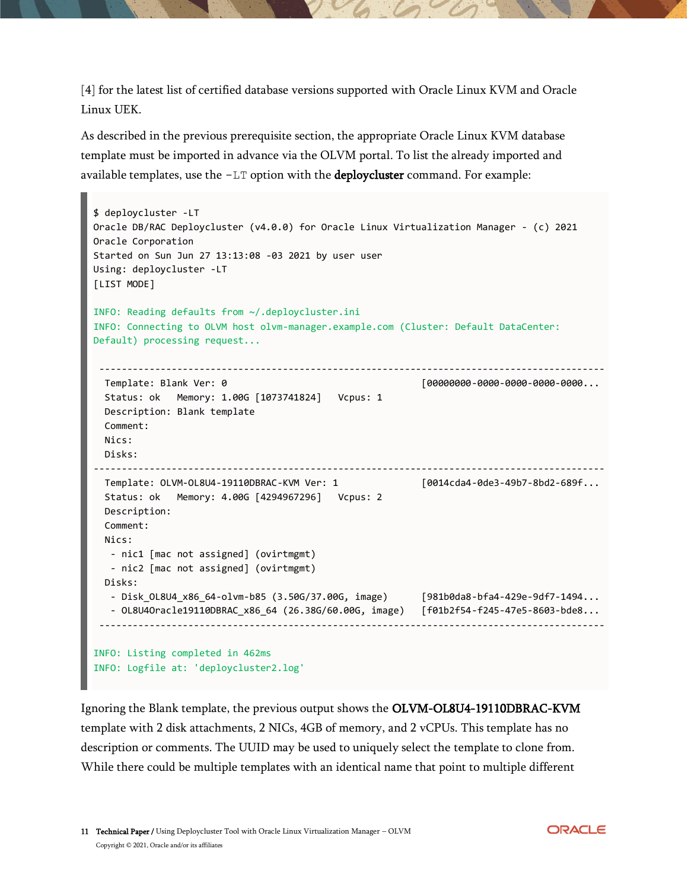[4] for the latest list of certified database versions supported with Oracle Linux KVM and Oracle Linux UEK.

As described in the previous prerequisite section, the appropriate Oracle Linux KVM database template must be imported in advance via the OLVM portal. To list the already imported and available templates, use the `-LT` option with the **deploycluster** command. For example:

```
$ deploycluster -LT
Oracle DB/RAC Deploycluster (v4.0.0) for Oracle Linux Virtualization Manager - (c) 2021
Oracle Corporation
Started on Sun Jun 27 13:13:08 -03 2021 by user user
Using: deploycluster -LT
[LIST MODE]

INFO: Reading defaults from ~/.deploycluster.ini
INFO: Connecting to OLVM host olvm-manager.example.com (Cluster: Default DataCenter:
Default) processing request...

 ------------------------------------------------------------------------------------------
  Template: Blank Ver: 0                                    [00000000-0000-0000-0000-0000...
  Status: ok   Memory: 1.00G [1073741824]   Vcpus: 1
  Description: Blank template
  Comment:
  Nics:
  Disks:
------------------------------------------------------------------------------------------
  Template: OLVM-OL8U4-19110DBRAC-KVM Ver: 1                [0014cda4-0de3-49b7-8bd2-689f...
  Status: ok   Memory: 4.00G [4294967296]   Vcpus: 2
  Description:
  Comment:
  Nics:
   - nic1 [mac not assigned] (ovirtmgmt)
   - nic2 [mac not assigned] (ovirtmgmt)
  Disks:
   - Disk_OL8U4_x86_64-olvm-b85 (3.50G/37.00G, image)      [981b0da8-bfa4-429e-9df7-1494...
   - OL8U4Oracle19110DBRAC_x86_64 (26.38G/60.00G, image)   [f01b2f54-f245-47e5-8603-bde8...
 ------------------------------------------------------------------------------------------

INFO: Listing completed in 462ms
INFO: Logfile at: 'deploycluster2.log'
```

Ignoring the Blank template, the previous output shows the **OLVM-OL8U4-19110DBRAC-KVM** template with 2 disk attachments, 2 NICs, 4GB of memory, and 2 vCPUs. This template has no description or comments. The UUID may be used to uniquely select the template to clone from. While there could be multiple templates with an identical name that point to multiple different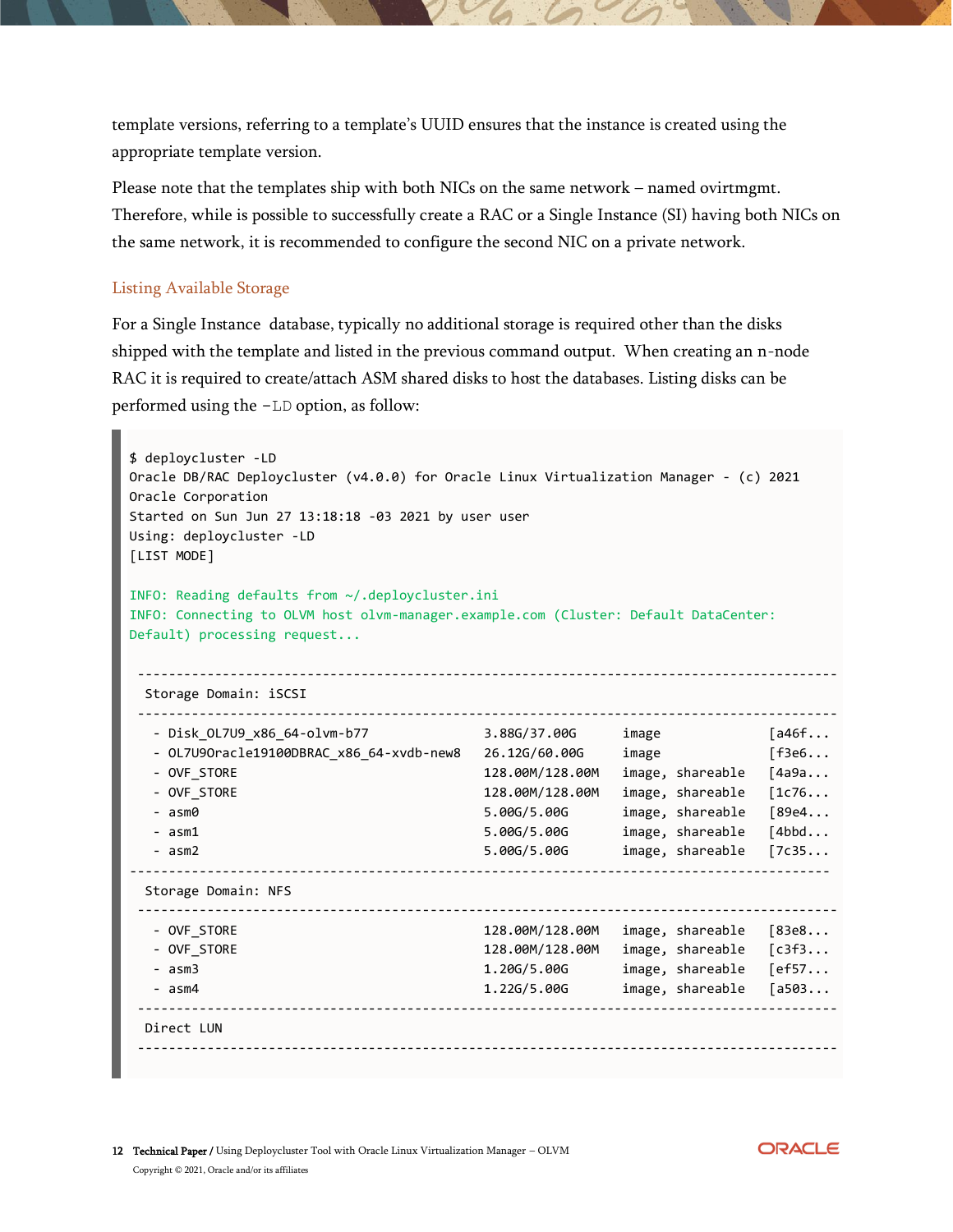template versions, referring to a template's UUID ensures that the instance is created using the appropriate template version.

Please note that the templates ship with both NICs on the same network – named ovirtmgmt. Therefore, while is possible to successfully create a RAC or a Single Instance (SI) having both NICs on the same network, it is recommended to configure the second NIC on a private network.

### Listing Available Storage

For a Single Instance database, typically no additional storage is required other than the disks shipped with the template and listed in the previous command output. When creating an n-node RAC it is required to create/attach ASM shared disks to host the databases. Listing disks can be performed using the `-LD` option, as follow:

```
$ deploycluster -LD
Oracle DB/RAC Deploycluster (v4.0.0) for Oracle Linux Virtualization Manager - (c) 2021
Oracle Corporation
Started on Sun Jun 27 13:18:18 -03 2021 by user user
Using: deploycluster -LD
[LIST MODE]

INFO: Reading defaults from ~/.deploycluster.ini
INFO: Connecting to OLVM host olvm-manager.example.com (Cluster: Default DataCenter:
Default) processing request...

 ------------------------------------------------------------------------------------------
  Storage Domain: iSCSI
 ------------------------------------------------------------------------------------------
   - Disk_OL7U9_x86_64-olvm-b77              3.88G/37.00G      image             [a46f...
   - OL7U9Oracle19100DBRAC_x86_64-xvdb-new8  26.12G/60.00G     image             [f3e6...
   - OVF_STORE                               128.00M/128.00M   image, shareable  [4a9a...
   - OVF_STORE                               128.00M/128.00M   image, shareable  [1c76...
   - asm0                                    5.00G/5.00G       image, shareable  [89e4...
   - asm1                                    5.00G/5.00G       image, shareable  [4bbd...
   - asm2                                    5.00G/5.00G       image, shareable  [7c35...
 -----------------------------------------------------------------------------------------
  Storage Domain: NFS
 ------------------------------------------------------------------------------------------
   - OVF_STORE                               128.00M/128.00M   image, shareable  [83e8...
   - OVF_STORE                               128.00M/128.00M   image, shareable  [c3f3...
   - asm3                                    1.20G/5.00G       image, shareable  [ef57...
   - asm4                                    1.22G/5.00G       image, shareable  [a503...
 ------------------------------------------------------------------------------------------
  Direct LUN
 ------------------------------------------------------------------------------------------
```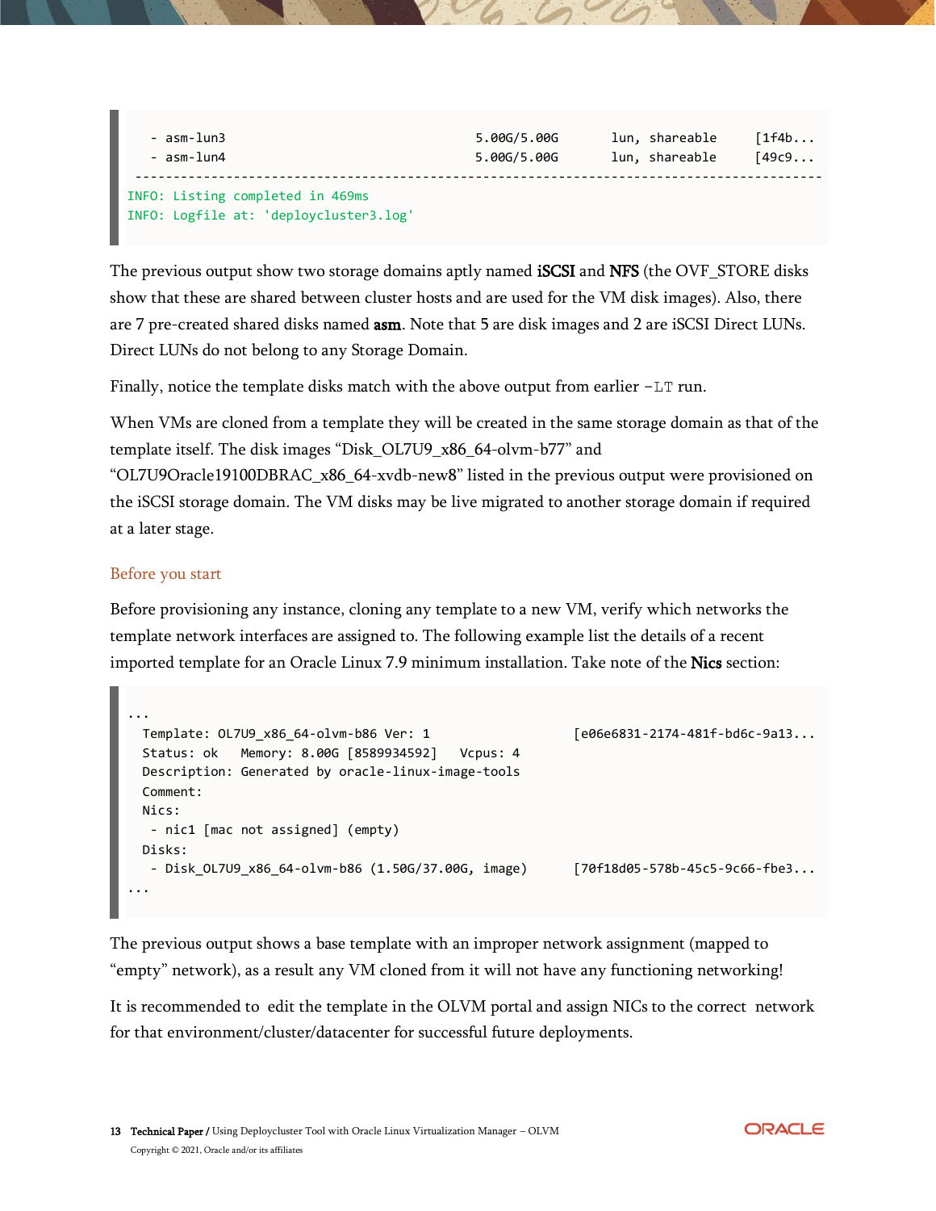```
   - asm-lun3                                        5.00G/5.00G       lun, shareable     [1f4b...
   - asm-lun4                                        5.00G/5.00G       lun, shareable     [49c9...
 ------------------------------------------------------------------------------------------
INFO: Listing completed in 469ms
INFO: Logfile at: 'deploycluster3.log'
```

The previous output show two storage domains aptly named **iSCSI** and **NFS** (the OVF_STORE disks show that these are shared between cluster hosts and are used for the VM disk images). Also, there are 7 pre-created shared disks named **asm**. Note that 5 are disk images and 2 are iSCSI Direct LUNs. Direct LUNs do not belong to any Storage Domain.

Finally, notice the template disks match with the above output from earlier `-LT` run.

When VMs are cloned from a template they will be created in the same storage domain as that of the template itself. The disk images "Disk_OL7U9_x86_64-olvm-b77" and "OL7U9Oracle19100DBRAC_x86_64-xvdb-new8" listed in the previous output were provisioned on the iSCSI storage domain. The VM disks may be live migrated to another storage domain if required at a later stage.

### Before you start

Before provisioning any instance, cloning any template to a new VM, verify which networks the template network interfaces are assigned to. The following example list the details of a recent imported template for an Oracle Linux 7.9 minimum installation. Take note of the **Nics** section:

```
...
  Template: OL7U9_x86_64-olvm-b86 Ver: 1                        [e06e6831-2174-481f-bd6c-9a13...
  Status: ok   Memory: 8.00G [8589934592]   Vcpus: 4
  Description: Generated by oracle-linux-image-tools
  Comment:
  Nics:
   - nic1 [mac not assigned] (empty)
  Disks:
   - Disk_OL7U9_x86_64-olvm-b86 (1.50G/37.00G, image)      [70f18d05-578b-45c5-9c66-fbe3...
...
```

The previous output shows a base template with an improper network assignment (mapped to "empty" network), as a result any VM cloned from it will not have any functioning networking!

It is recommended to edit the template in the OLVM portal and assign NICs to the correct network for that environment/cluster/datacenter for successful future deployments.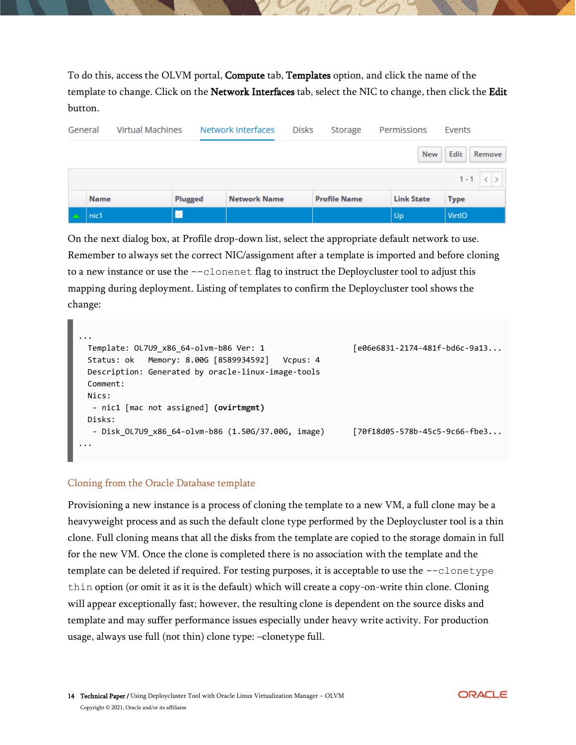To do this, access the OLVM portal, **Compute** tab, **Templates** option, and click the name of the template to change. Click on the **Network Interfaces** tab, select the NIC to change, then click the **Edit** button.

General | Virtual Machines | Network Interfaces | Disks | Storage | Permissions | Events

New | Edit | Remove

1 - 1

| | Name | Plugged | Network Name | Profile Name | Link State | Type |
|---|---|---|---|---|---|---|
| ▲ | nic1 | ☑ | | | Up | VirtIO |

On the next dialog box, at Profile drop-down list, select the appropriate default network to use. Remember to always set the correct NIC/assignment after a template is imported and before cloning to a new instance or use the `--clonenet` flag to instruct the Deploycluster tool to adjust this mapping during deployment. Listing of templates to confirm the Deploycluster tool shows the change:

```
...
  Template: OL7U9_x86_64-olvm-b86 Ver: 1                  [e06e6831-2174-481f-bd6c-9a13...
  Status: ok   Memory: 8.00G [8589934592]   Vcpus: 4
  Description: Generated by oracle-linux-image-tools
  Comment:
  Nics:
   - nic1 [mac not assigned] (ovirtmgmt)
  Disks:
   - Disk_OL7U9_x86_64-olvm-b86 (1.50G/37.00G, image)      [70f18d05-578b-45c5-9c66-fbe3...
...
```

## Cloning from the Oracle Database template

Provisioning a new instance is a process of cloning the template to a new VM, a full clone may be a heavyweight process and as such the default clone type performed by the Deploycluster tool is a thin clone. Full cloning means that all the disks from the template are copied to the storage domain in full for the new VM. Once the clone is completed there is no association with the template and the template can be deleted if required. For testing purposes, it is acceptable to use the `--clonetype thin` option (or omit it as it is the default) which will create a copy-on-write thin clone. Cloning will appear exceptionally fast; however, the resulting clone is dependent on the source disks and template and may suffer performance issues especially under heavy write activity. For production usage, always use full (not thin) clone type: –clonetype full.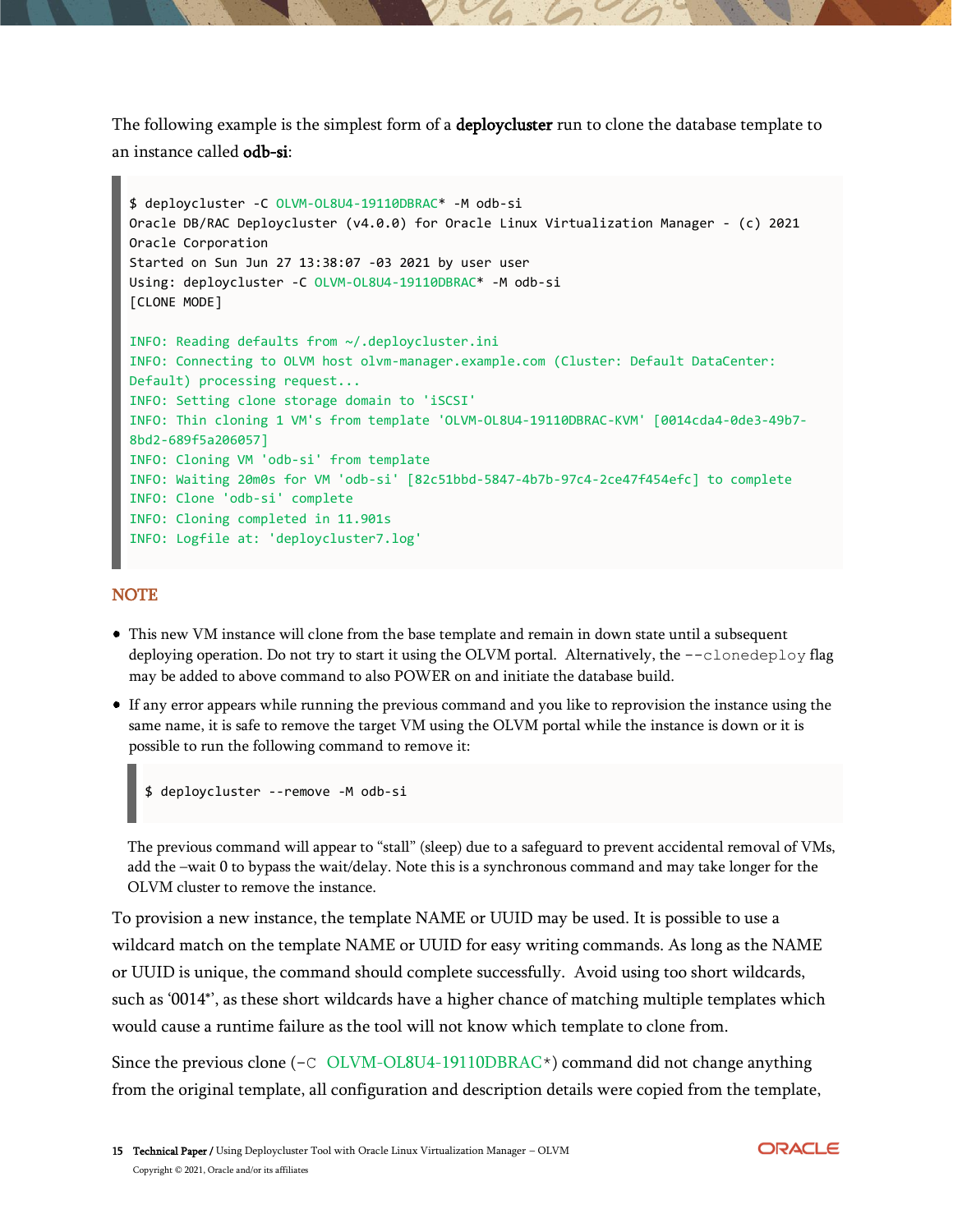The following example is the simplest form of a **deploycluster** run to clone the database template to an instance called **odb-si**:

```
$ deploycluster -C OLVM-OL8U4-19110DBRAC* -M odb-si
Oracle DB/RAC Deploycluster (v4.0.0) for Oracle Linux Virtualization Manager - (c) 2021
Oracle Corporation
Started on Sun Jun 27 13:38:07 -03 2021 by user user
Using: deploycluster -C OLVM-OL8U4-19110DBRAC* -M odb-si
[CLONE MODE]

INFO: Reading defaults from ~/.deploycluster.ini
INFO: Connecting to OLVM host olvm-manager.example.com (Cluster: Default DataCenter:
Default) processing request...
INFO: Setting clone storage domain to 'iSCSI'
INFO: Thin cloning 1 VM's from template 'OLVM-OL8U4-19110DBRAC-KVM' [0014cda4-0de3-49b7-
8bd2-689f5a206057]
INFO: Cloning VM 'odb-si' from template
INFO: Waiting 20m0s for VM 'odb-si' [82c51bbd-5847-4b7b-97c4-2ce47f454efc] to complete
INFO: Clone 'odb-si' complete
INFO: Cloning completed in 11.901s
INFO: Logfile at: 'deploycluster7.log'
```

**NOTE**

- This new VM instance will clone from the base template and remain in down state until a subsequent deploying operation. Do not try to start it using the OLVM portal. Alternatively, the `--clonedeploy` flag may be added to above command to also POWER on and initiate the database build.
- If any error appears while running the previous command and you like to reprovision the instance using the same name, it is safe to remove the target VM using the OLVM portal while the instance is down or it is possible to run the following command to remove it:

  ```
  $ deploycluster --remove -M odb-si
  ```

  The previous command will appear to "stall" (sleep) due to a safeguard to prevent accidental removal of VMs, add the –wait 0 to bypass the wait/delay. Note this is a synchronous command and may take longer for the OLVM cluster to remove the instance.

To provision a new instance, the template NAME or UUID may be used. It is possible to use a wildcard match on the template NAME or UUID for easy writing commands. As long as the NAME or UUID is unique, the command should complete successfully. Avoid using too short wildcards, such as '0014*', as these short wildcards have a higher chance of matching multiple templates which would cause a runtime failure as the tool will not know which template to clone from.

Since the previous clone (`-C OLVM-OL8U4-19110DBRAC*`) command did not change anything from the original template, all configuration and description details were copied from the template,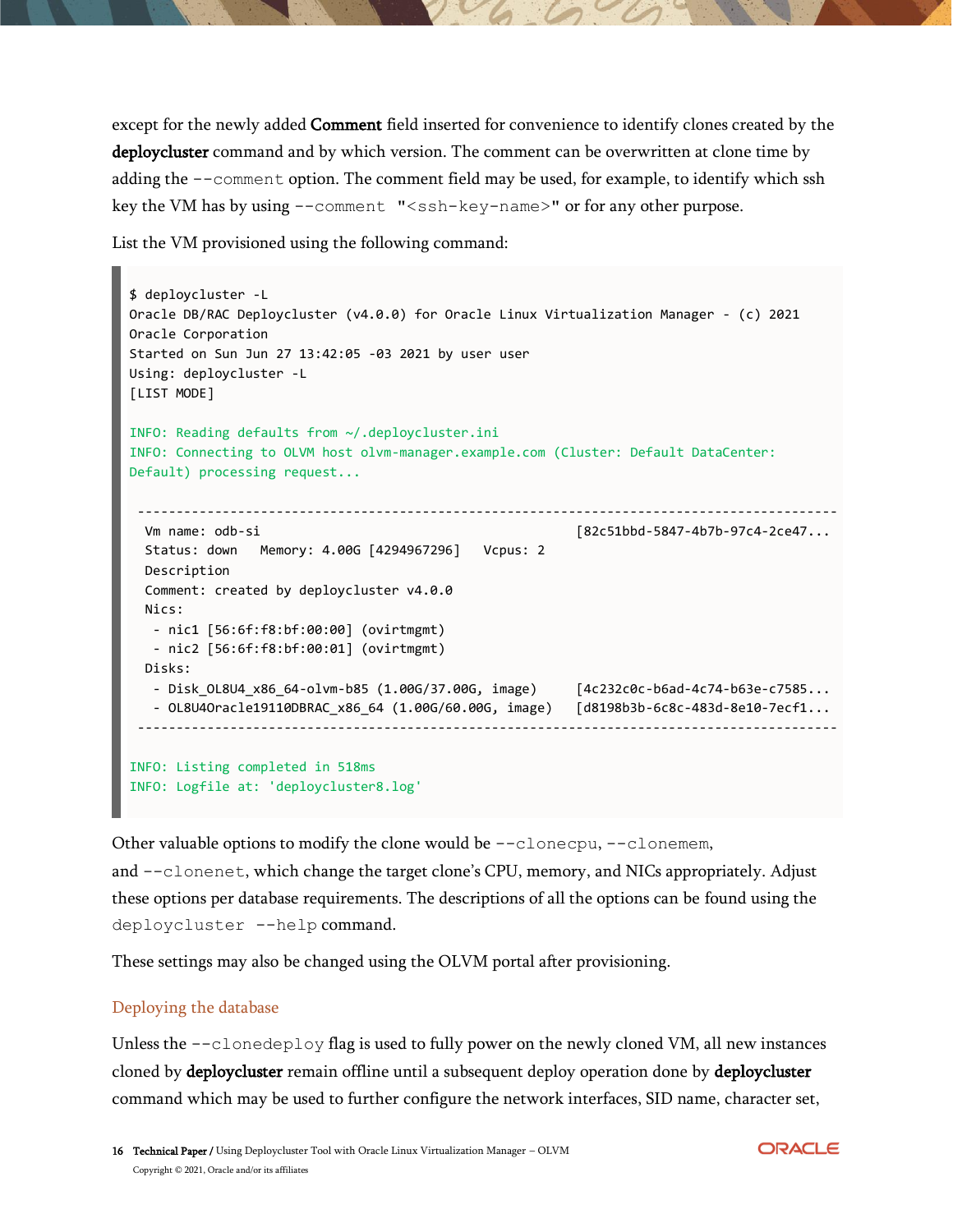except for the newly added **Comment** field inserted for convenience to identify clones created by the **deploycluster** command and by which version. The comment can be overwritten at clone time by adding the `--comment` option. The comment field may be used, for example, to identify which ssh key the VM has by using `--comment "<ssh-key-name>"` or for any other purpose.

List the VM provisioned using the following command:

```
$ deploycluster -L
Oracle DB/RAC Deploycluster (v4.0.0) for Oracle Linux Virtualization Manager - (c) 2021
Oracle Corporation
Started on Sun Jun 27 13:42:05 -03 2021 by user user
Using: deploycluster -L
[LIST MODE]

INFO: Reading defaults from ~/.deploycluster.ini
INFO: Connecting to OLVM host olvm-manager.example.com (Cluster: Default DataCenter:
Default) processing request...

 ------------------------------------------------------------------------------------------
  Vm name: odb-si                                               [82c51bbd-5847-4b7b-97c4-2ce47...
  Status: down   Memory: 4.00G [4294967296]   Vcpus: 2
  Description
  Comment: created by deploycluster v4.0.0
  Nics:
   - nic1 [56:6f:f8:bf:00:00] (ovirtmgmt)
   - nic2 [56:6f:f8:bf:00:01] (ovirtmgmt)
  Disks:
   - Disk_OL8U4_x86_64-olvm-b85 (1.00G/37.00G, image)     [4c232c0c-b6ad-4c74-b63e-c7585...
   - OL8U4Oracle19110DBRAC_x86_64 (1.00G/60.00G, image)   [d8198b3b-6c8c-483d-8e10-7ecf1...
 ------------------------------------------------------------------------------------------

INFO: Listing completed in 518ms
INFO: Logfile at: 'deploycluster8.log'
```

Other valuable options to modify the clone would be `--clonecpu`, `--clonemem`, and `--clonenet`, which change the target clone's CPU, memory, and NICs appropriately. Adjust these options per database requirements. The descriptions of all the options can be found using the `deploycluster --help` command.

These settings may also be changed using the OLVM portal after provisioning.

### Deploying the database

Unless the `--clonedeploy` flag is used to fully power on the newly cloned VM, all new instances cloned by **deploycluster** remain offline until a subsequent deploy operation done by **deploycluster** command which may be used to further configure the network interfaces, SID name, character set,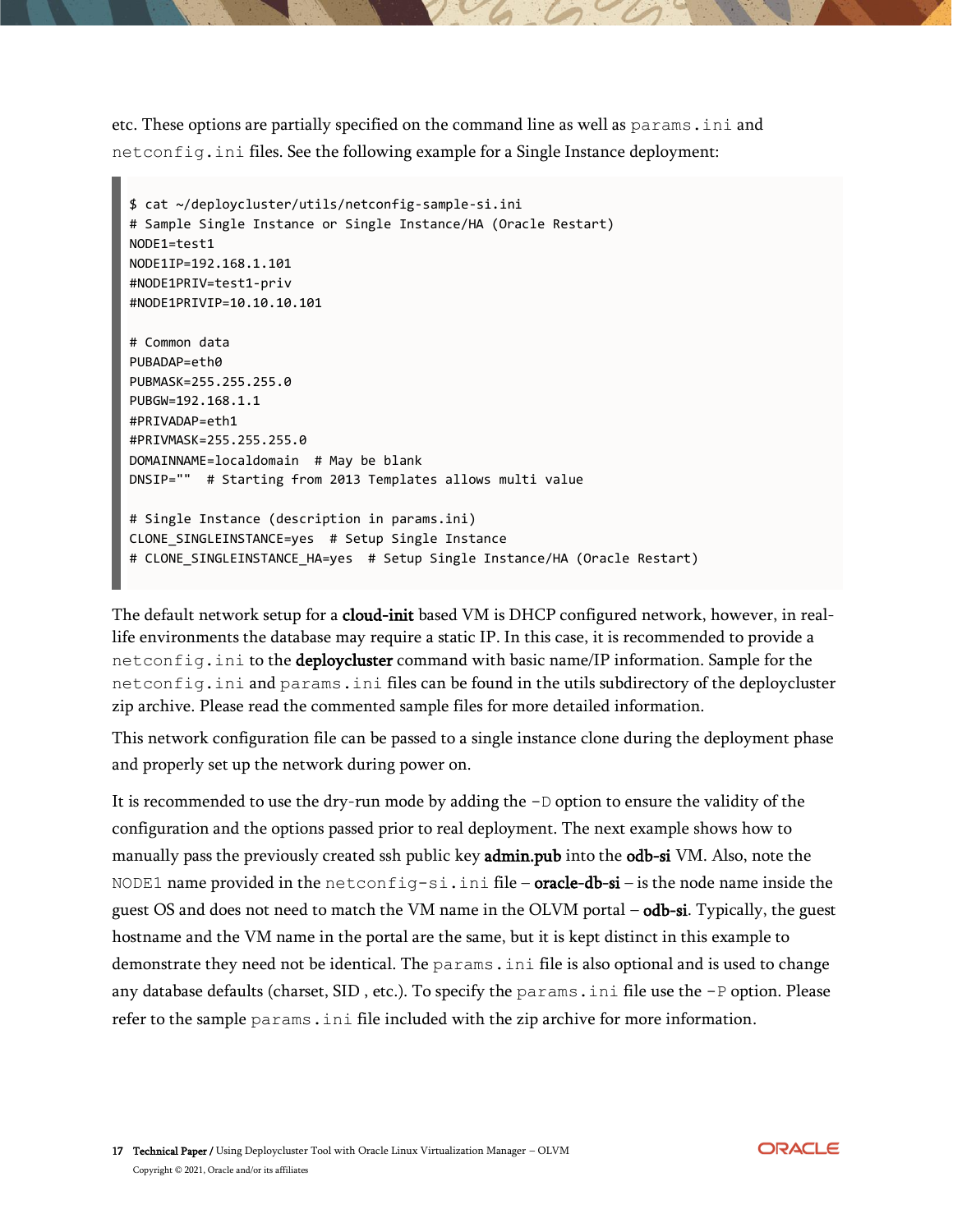etc. These options are partially specified on the command line as well as `params.ini` and `netconfig.ini` files. See the following example for a Single Instance deployment:

```
$ cat ~/deploycluster/utils/netconfig-sample-si.ini
# Sample Single Instance or Single Instance/HA (Oracle Restart)
NODE1=test1
NODE1IP=192.168.1.101
#NODE1PRIV=test1-priv
#NODE1PRIVIP=10.10.10.101

# Common data
PUBADAP=eth0
PUBMASK=255.255.255.0
PUBGW=192.168.1.1
#PRIVADAP=eth1
#PRIVMASK=255.255.255.0
DOMAINNAME=localdomain  # May be blank
DNSIP=""  # Starting from 2013 Templates allows multi value

# Single Instance (description in params.ini)
CLONE_SINGLEINSTANCE=yes  # Setup Single Instance
# CLONE_SINGLEINSTANCE_HA=yes  # Setup Single Instance/HA (Oracle Restart)
```

The default network setup for a **cloud-init** based VM is DHCP configured network, however, in real-life environments the database may require a static IP. In this case, it is recommended to provide a `netconfig.ini` to the **deploycluster** command with basic name/IP information. Sample for the `netconfig.ini` and `params.ini` files can be found in the utils subdirectory of the deploycluster zip archive. Please read the commented sample files for more detailed information.

This network configuration file can be passed to a single instance clone during the deployment phase and properly set up the network during power on.

It is recommended to use the dry-run mode by adding the `-D` option to ensure the validity of the configuration and the options passed prior to real deployment. The next example shows how to manually pass the previously created ssh public key **admin.pub** into the **odb-si** VM. Also, note the `NODE1` name provided in the `netconfig-si.ini` file – **oracle-db-si** – is the node name inside the guest OS and does not need to match the VM name in the OLVM portal – **odb-si**. Typically, the guest hostname and the VM name in the portal are the same, but it is kept distinct in this example to demonstrate they need not be identical. The `params.ini` file is also optional and is used to change any database defaults (charset, SID , etc.). To specify the `params.ini` file use the `-P` option. Please refer to the sample `params.ini` file included with the zip archive for more information.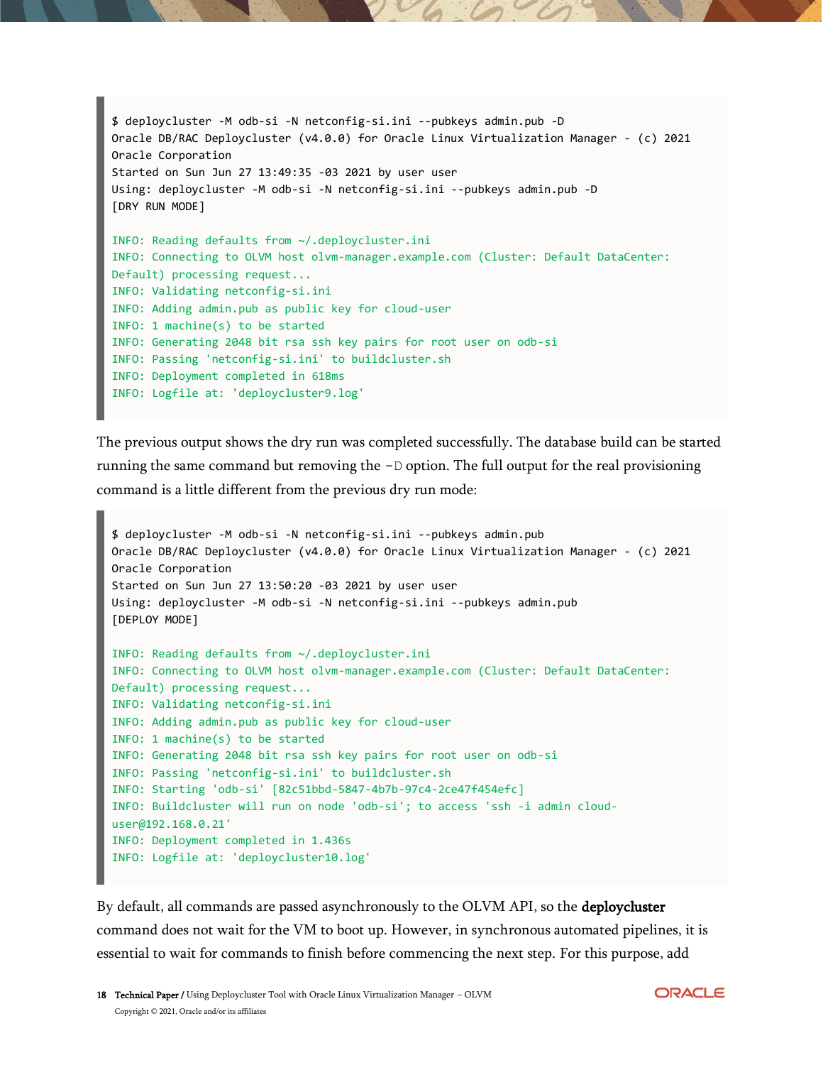```
$ deploycluster -M odb-si -N netconfig-si.ini --pubkeys admin.pub -D
Oracle DB/RAC Deploycluster (v4.0.0) for Oracle Linux Virtualization Manager - (c) 2021
Oracle Corporation
Started on Sun Jun 27 13:49:35 -03 2021 by user user
Using: deploycluster -M odb-si -N netconfig-si.ini --pubkeys admin.pub -D
[DRY RUN MODE]

INFO: Reading defaults from ~/.deploycluster.ini
INFO: Connecting to OLVM host olvm-manager.example.com (Cluster: Default DataCenter:
Default) processing request...
INFO: Validating netconfig-si.ini
INFO: Adding admin.pub as public key for cloud-user
INFO: 1 machine(s) to be started
INFO: Generating 2048 bit rsa ssh key pairs for root user on odb-si
INFO: Passing 'netconfig-si.ini' to buildcluster.sh
INFO: Deployment completed in 618ms
INFO: Logfile at: 'deploycluster9.log'
```

The previous output shows the dry run was completed successfully. The database build can be started running the same command but removing the `-D` option. The full output for the real provisioning command is a little different from the previous dry run mode:

```
$ deploycluster -M odb-si -N netconfig-si.ini --pubkeys admin.pub
Oracle DB/RAC Deploycluster (v4.0.0) for Oracle Linux Virtualization Manager - (c) 2021
Oracle Corporation
Started on Sun Jun 27 13:50:20 -03 2021 by user user
Using: deploycluster -M odb-si -N netconfig-si.ini --pubkeys admin.pub
[DEPLOY MODE]

INFO: Reading defaults from ~/.deploycluster.ini
INFO: Connecting to OLVM host olvm-manager.example.com (Cluster: Default DataCenter:
Default) processing request...
INFO: Validating netconfig-si.ini
INFO: Adding admin.pub as public key for cloud-user
INFO: 1 machine(s) to be started
INFO: Generating 2048 bit rsa ssh key pairs for root user on odb-si
INFO: Passing 'netconfig-si.ini' to buildcluster.sh
INFO: Starting 'odb-si' [82c51bbd-5847-4b7b-97c4-2ce47f454efc]
INFO: Buildcluster will run on node 'odb-si'; to access 'ssh -i admin cloud-
user@192.168.0.21'
INFO: Deployment completed in 1.436s
INFO: Logfile at: 'deploycluster10.log'
```

By default, all commands are passed asynchronously to the OLVM API, so the **deploycluster** command does not wait for the VM to boot up. However, in synchronous automated pipelines, it is essential to wait for commands to finish before commencing the next step. For this purpose, add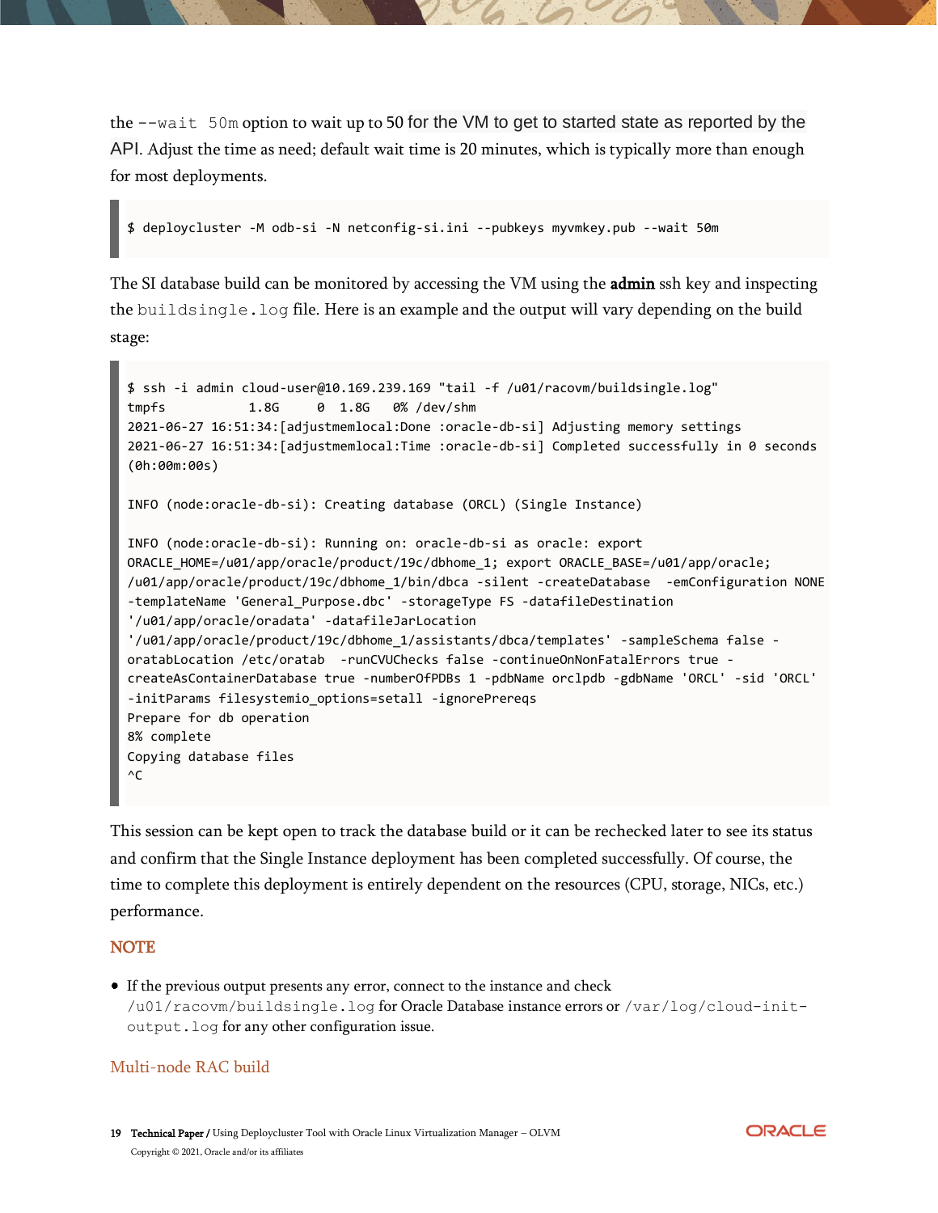the `--wait 50m` option to wait up to 50 for the VM to get to started state as reported by the API. Adjust the time as need; default wait time is 20 minutes, which is typically more than enough for most deployments.

```
$ deploycluster -M odb-si -N netconfig-si.ini --pubkeys myvmkey.pub --wait 50m
```

The SI database build can be monitored by accessing the VM using the **admin** ssh key and inspecting the `buildsingle.log` file. Here is an example and the output will vary depending on the build stage:

```
$ ssh -i admin cloud-user@10.169.239.169 "tail -f /u01/racovm/buildsingle.log"
tmpfs           1.8G     0  1.8G   0% /dev/shm
2021-06-27 16:51:34:[adjustmemlocal:Done :oracle-db-si] Adjusting memory settings
2021-06-27 16:51:34:[adjustmemlocal:Time :oracle-db-si] Completed successfully in 0 seconds
(0h:00m:00s)

INFO (node:oracle-db-si): Creating database (ORCL) (Single Instance)

INFO (node:oracle-db-si): Running on: oracle-db-si as oracle: export
ORACLE_HOME=/u01/app/oracle/product/19c/dbhome_1; export ORACLE_BASE=/u01/app/oracle;
/u01/app/oracle/product/19c/dbhome_1/bin/dbca -silent -createDatabase  -emConfiguration NONE
-templateName 'General_Purpose.dbc' -storageType FS -datafileDestination
'/u01/app/oracle/oradata' -datafileJarLocation
'/u01/app/oracle/product/19c/dbhome_1/assistants/dbca/templates' -sampleSchema false -
oratabLocation /etc/oratab  -runCVUChecks false -continueOnNonFatalErrors true -
createAsContainerDatabase true -numberOfPDBs 1 -pdbName orclpdb -gdbName 'ORCL' -sid 'ORCL'
-initParams filesystemio_options=setall -ignorePrereqs
Prepare for db operation
8% complete
Copying database files
^C
```

This session can be kept open to track the database build or it can be rechecked later to see its status and confirm that the Single Instance deployment has been completed successfully. Of course, the time to complete this deployment is entirely dependent on the resources (CPU, storage, NICs, etc.) performance.

**NOTE**

- If the previous output presents any error, connect to the instance and check `/u01/racovm/buildsingle.log` for Oracle Database instance errors or `/var/log/cloud-init-output.log` for any other configuration issue.

## Multi-node RAC build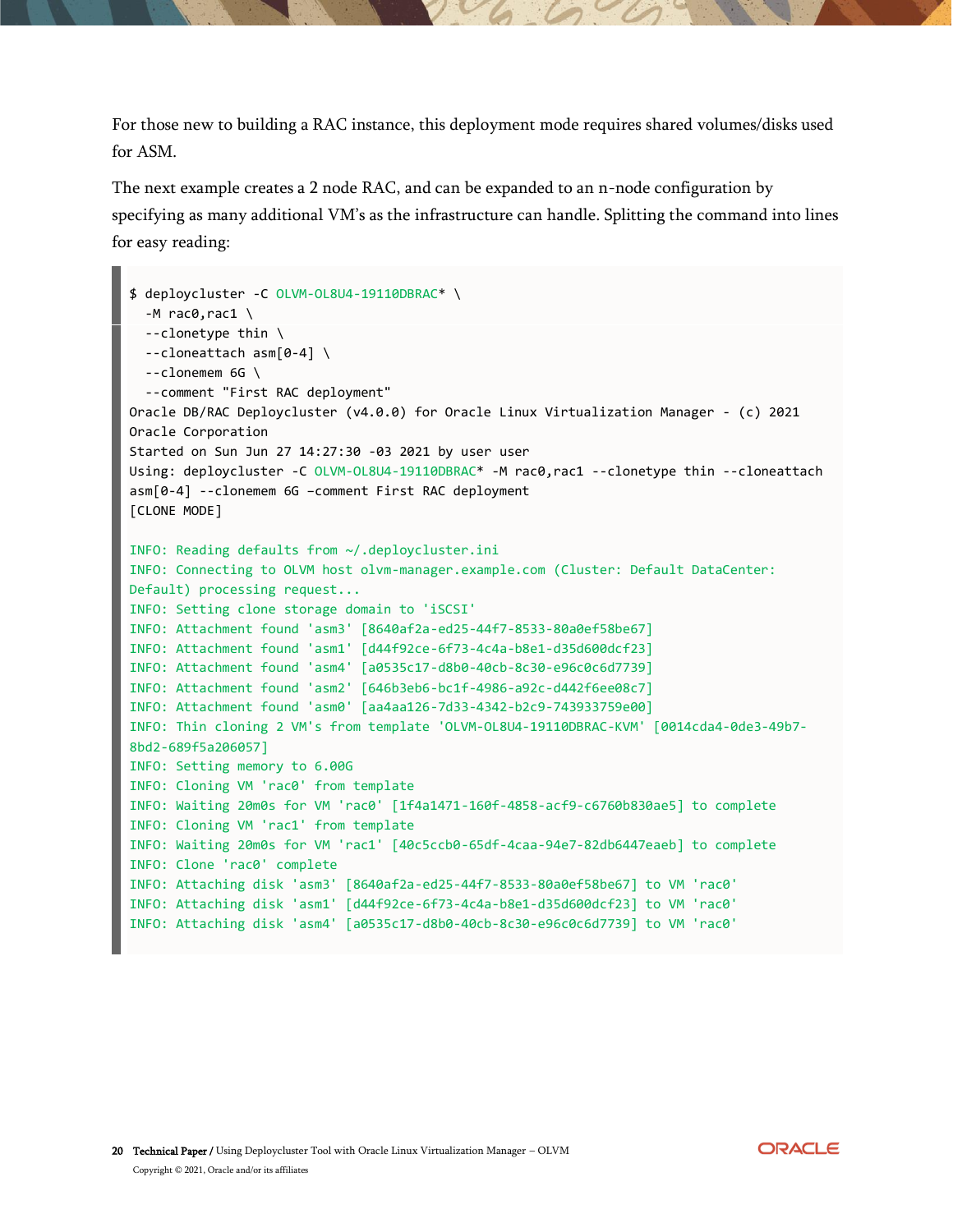For those new to building a RAC instance, this deployment mode requires shared volumes/disks used for ASM.

The next example creates a 2 node RAC, and can be expanded to an n-node configuration by specifying as many additional VM's as the infrastructure can handle. Splitting the command into lines for easy reading:

```
$ deploycluster -C OLVM-OL8U4-19110DBRAC* \
  -M rac0,rac1 \
  --clonetype thin \
  --cloneattach asm[0-4] \
  --clonemem 6G \
  --comment "First RAC deployment"
Oracle DB/RAC Deploycluster (v4.0.0) for Oracle Linux Virtualization Manager - (c) 2021
Oracle Corporation
Started on Sun Jun 27 14:27:30 -03 2021 by user user
Using: deploycluster -C OLVM-OL8U4-19110DBRAC* -M rac0,rac1 --clonetype thin --cloneattach
asm[0-4] --clonemem 6G –comment First RAC deployment
[CLONE MODE]

INFO: Reading defaults from ~/.deploycluster.ini
INFO: Connecting to OLVM host olvm-manager.example.com (Cluster: Default DataCenter:
Default) processing request...
INFO: Setting clone storage domain to 'iSCSI'
INFO: Attachment found 'asm3' [8640af2a-ed25-44f7-8533-80a0ef58be67]
INFO: Attachment found 'asm1' [d44f92ce-6f73-4c4a-b8e1-d35d600dcf23]
INFO: Attachment found 'asm4' [a0535c17-d8b0-40cb-8c30-e96c0c6d7739]
INFO: Attachment found 'asm2' [646b3eb6-bc1f-4986-a92c-d442f6ee08c7]
INFO: Attachment found 'asm0' [aa4aa126-7d33-4342-b2c9-743933759e00]
INFO: Thin cloning 2 VM's from template 'OLVM-OL8U4-19110DBRAC-KVM' [0014cda4-0de3-49b7-
8bd2-689f5a206057]
INFO: Setting memory to 6.00G
INFO: Cloning VM 'rac0' from template
INFO: Waiting 20m0s for VM 'rac0' [1f4a1471-160f-4858-acf9-c6760b830ae5] to complete
INFO: Cloning VM 'rac1' from template
INFO: Waiting 20m0s for VM 'rac1' [40c5ccb0-65df-4caa-94e7-82db6447eaeb] to complete
INFO: Clone 'rac0' complete
INFO: Attaching disk 'asm3' [8640af2a-ed25-44f7-8533-80a0ef58be67] to VM 'rac0'
INFO: Attaching disk 'asm1' [d44f92ce-6f73-4c4a-b8e1-d35d600dcf23] to VM 'rac0'
INFO: Attaching disk 'asm4' [a0535c17-d8b0-40cb-8c30-e96c0c6d7739] to VM 'rac0'
```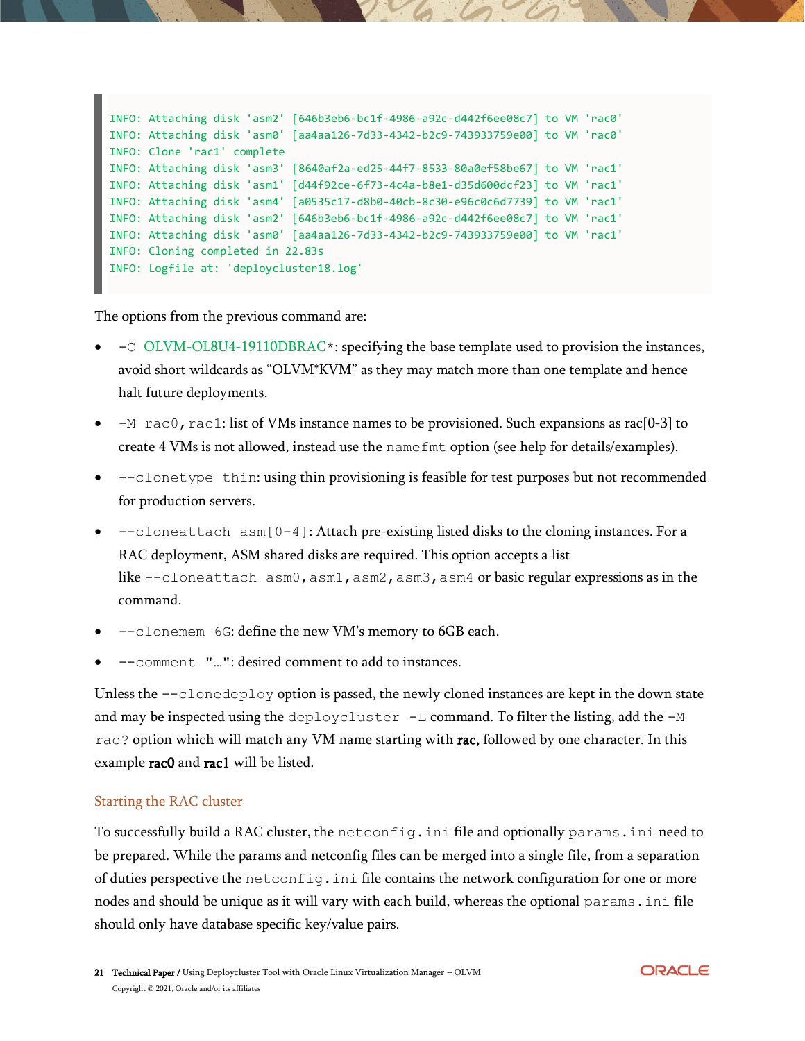```
INFO: Attaching disk 'asm2' [646b3eb6-bc1f-4986-a92c-d442f6ee08c7] to VM 'rac0'
INFO: Attaching disk 'asm0' [aa4aa126-7d33-4342-b2c9-743933759e00] to VM 'rac0'
INFO: Clone 'rac1' complete
INFO: Attaching disk 'asm3' [8640af2a-ed25-44f7-8533-80a0ef58be67] to VM 'rac1'
INFO: Attaching disk 'asm1' [d44f92ce-6f73-4c4a-b8e1-d35d600dcf23] to VM 'rac1'
INFO: Attaching disk 'asm4' [a0535c17-d8b0-40cb-8c30-e96c0c6d7739] to VM 'rac1'
INFO: Attaching disk 'asm2' [646b3eb6-bc1f-4986-a92c-d442f6ee08c7] to VM 'rac1'
INFO: Attaching disk 'asm0' [aa4aa126-7d33-4342-b2c9-743933759e00] to VM 'rac1'
INFO: Cloning completed in 22.83s
INFO: Logfile at: 'deploycluster18.log'
```

The options from the previous command are:

- `-C OLVM-OL8U4-19110DBRAC*`: specifying the base template used to provision the instances, avoid short wildcards as "OLVM*KVM" as they may match more than one template and hence halt future deployments.
- `-M rac0,rac1`: list of VMs instance names to be provisioned. Such expansions as rac[0-3] to create 4 VMs is not allowed, instead use the `namefmt` option (see help for details/examples).
- `--clonetype thin`: using thin provisioning is feasible for test purposes but not recommended for production servers.
- `--cloneattach asm[0-4]`: Attach pre-existing listed disks to the cloning instances. For a RAC deployment, ASM shared disks are required. This option accepts a list like `--cloneattach asm0,asm1,asm2,asm3,asm4` or basic regular expressions as in the command.
- `--clonemem 6G`: define the new VM's memory to 6GB each.
- `--comment "…"`: desired comment to add to instances.

Unless the `--clonedeploy` option is passed, the newly cloned instances are kept in the down state and may be inspected using the `deploycluster -L` command. To filter the listing, add the `-M rac?` option which will match any VM name starting with **rac,** followed by one character. In this example **rac0** and **rac1** will be listed.

### Starting the RAC cluster

To successfully build a RAC cluster, the `netconfig.ini` file and optionally `params.ini` need to be prepared. While the params and netconfig files can be merged into a single file, from a separation of duties perspective the `netconfig.ini` file contains the network configuration for one or more nodes and should be unique as it will vary with each build, whereas the optional `params.ini` file should only have database specific key/value pairs.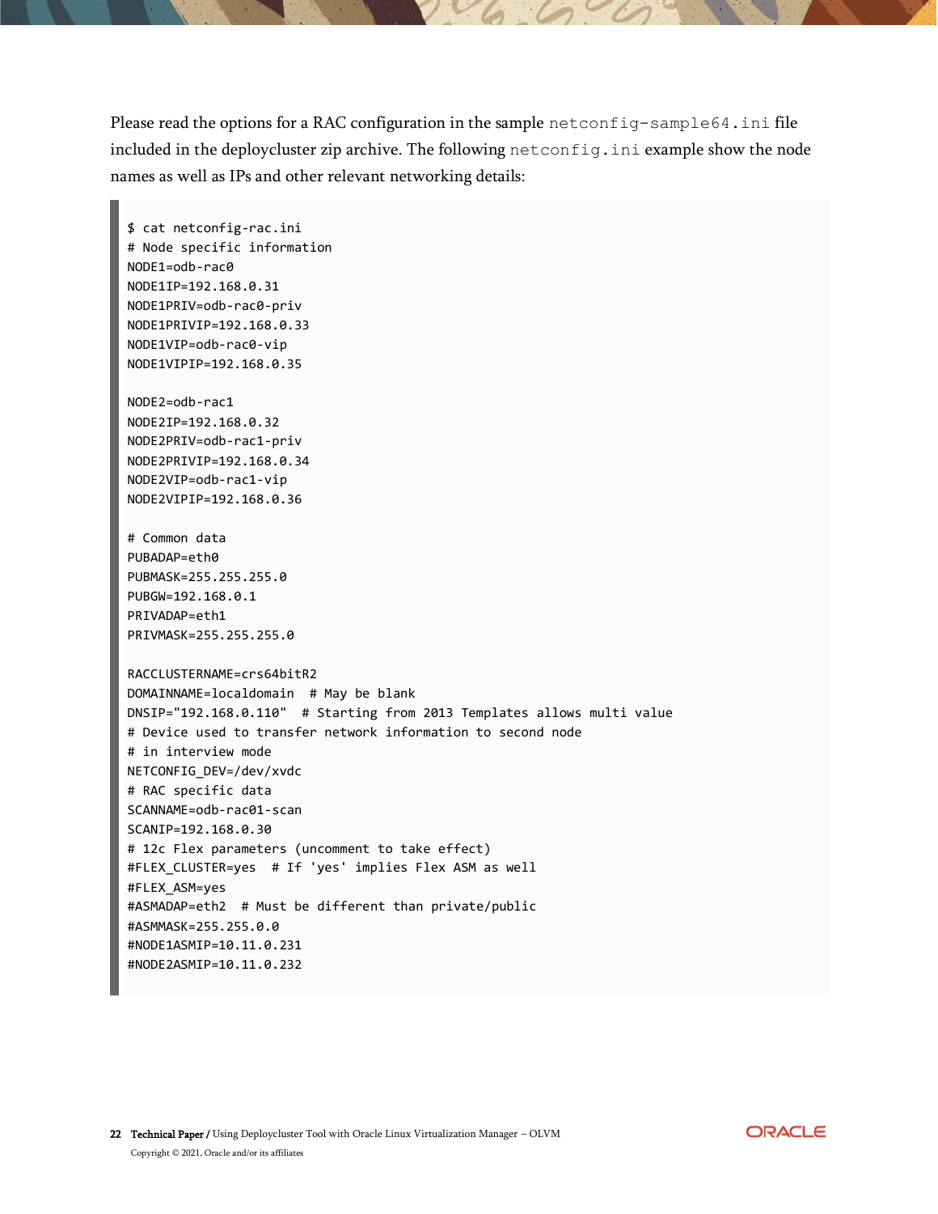Please read the options for a RAC configuration in the sample `netconfig-sample64.ini` file included in the deploycluster zip archive. The following `netconfig.ini` example show the node names as well as IPs and other relevant networking details:

```
$ cat netconfig-rac.ini
# Node specific information
NODE1=odb-rac0
NODE1IP=192.168.0.31
NODE1PRIV=odb-rac0-priv
NODE1PRIVIP=192.168.0.33
NODE1VIP=odb-rac0-vip
NODE1VIPIP=192.168.0.35

NODE2=odb-rac1
NODE2IP=192.168.0.32
NODE2PRIV=odb-rac1-priv
NODE2PRIVIP=192.168.0.34
NODE2VIP=odb-rac1-vip
NODE2VIPIP=192.168.0.36

# Common data
PUBADAP=eth0
PUBMASK=255.255.255.0
PUBGW=192.168.0.1
PRIVADAP=eth1
PRIVMASK=255.255.255.0

RACCLUSTERNAME=crs64bitR2
DOMAINNAME=localdomain  # May be blank
DNSIP="192.168.0.110"  # Starting from 2013 Templates allows multi value
# Device used to transfer network information to second node
# in interview mode
NETCONFIG_DEV=/dev/xvdc
# RAC specific data
SCANNAME=odb-rac01-scan
SCANIP=192.168.0.30
# 12c Flex parameters (uncomment to take effect)
#FLEX_CLUSTER=yes  # If 'yes' implies Flex ASM as well
#FLEX_ASM=yes
#ASMADAP=eth2  # Must be different than private/public
#ASMMASK=255.255.0.0
#NODE1ASMIP=10.11.0.231
#NODE2ASMIP=10.11.0.232
```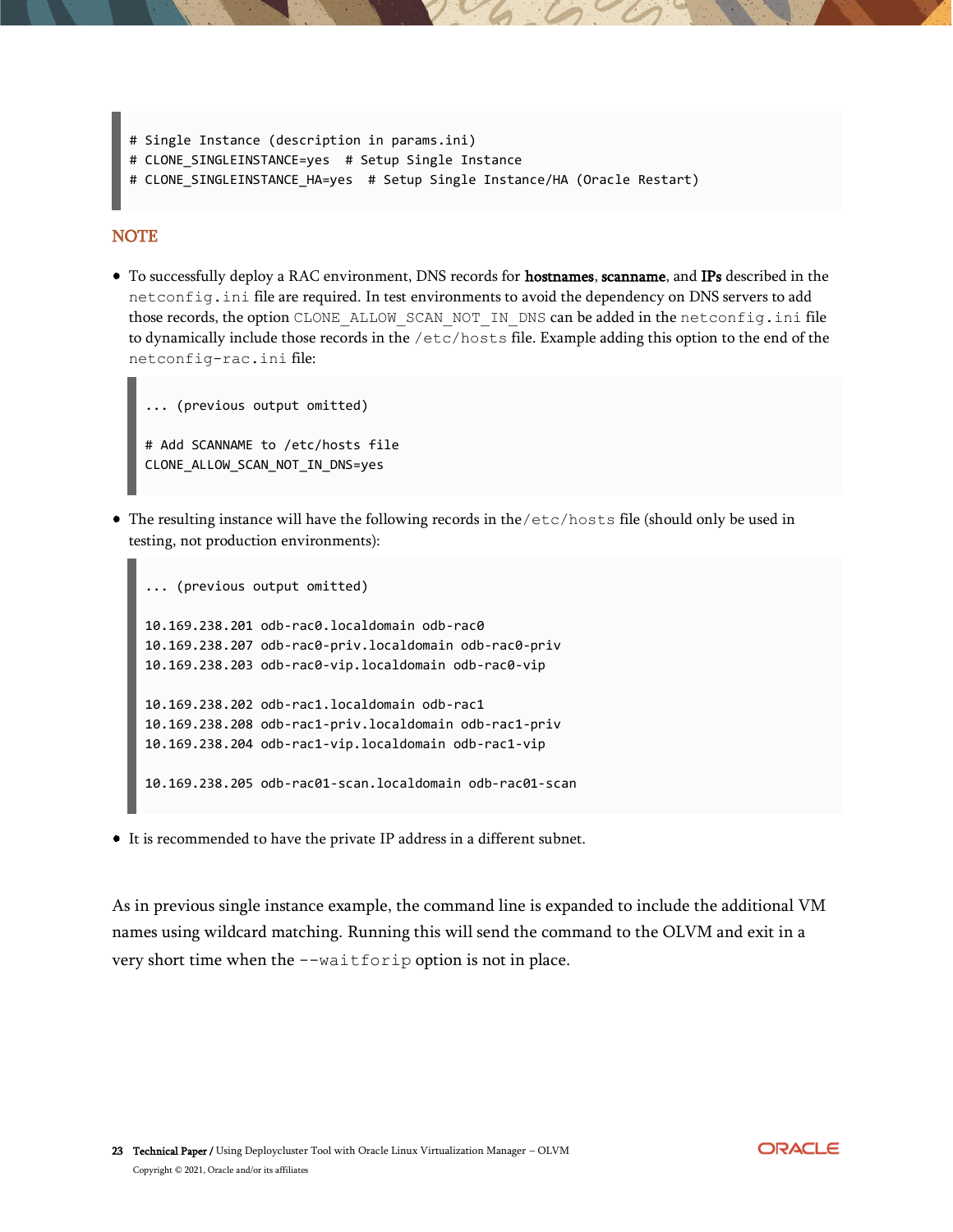```
# Single Instance (description in params.ini)
# CLONE_SINGLEINSTANCE=yes  # Setup Single Instance
# CLONE_SINGLEINSTANCE_HA=yes  # Setup Single Instance/HA (Oracle Restart)
```

## NOTE

- To successfully deploy a RAC environment, DNS records for **hostnames**, **scanname**, and **IPs** described in the `netconfig.ini` file are required. In test environments to avoid the dependency on DNS servers to add those records, the option `CLONE_ALLOW_SCAN_NOT_IN_DNS` can be added in the `netconfig.ini` file to dynamically include those records in the `/etc/hosts` file. Example adding this option to the end of the `netconfig-rac.ini` file:

```
... (previous output omitted)

# Add SCANNAME to /etc/hosts file
CLONE_ALLOW_SCAN_NOT_IN_DNS=yes
```

- The resulting instance will have the following records in the `/etc/hosts` file (should only be used in testing, not production environments):

```
... (previous output omitted)

10.169.238.201 odb-rac0.localdomain odb-rac0
10.169.238.207 odb-rac0-priv.localdomain odb-rac0-priv
10.169.238.203 odb-rac0-vip.localdomain odb-rac0-vip

10.169.238.202 odb-rac1.localdomain odb-rac1
10.169.238.208 odb-rac1-priv.localdomain odb-rac1-priv
10.169.238.204 odb-rac1-vip.localdomain odb-rac1-vip

10.169.238.205 odb-rac01-scan.localdomain odb-rac01-scan
```

- It is recommended to have the private IP address in a different subnet.

As in previous single instance example, the command line is expanded to include the additional VM names using wildcard matching. Running this will send the command to the OLVM and exit in a very short time when the `--waitforip` option is not in place.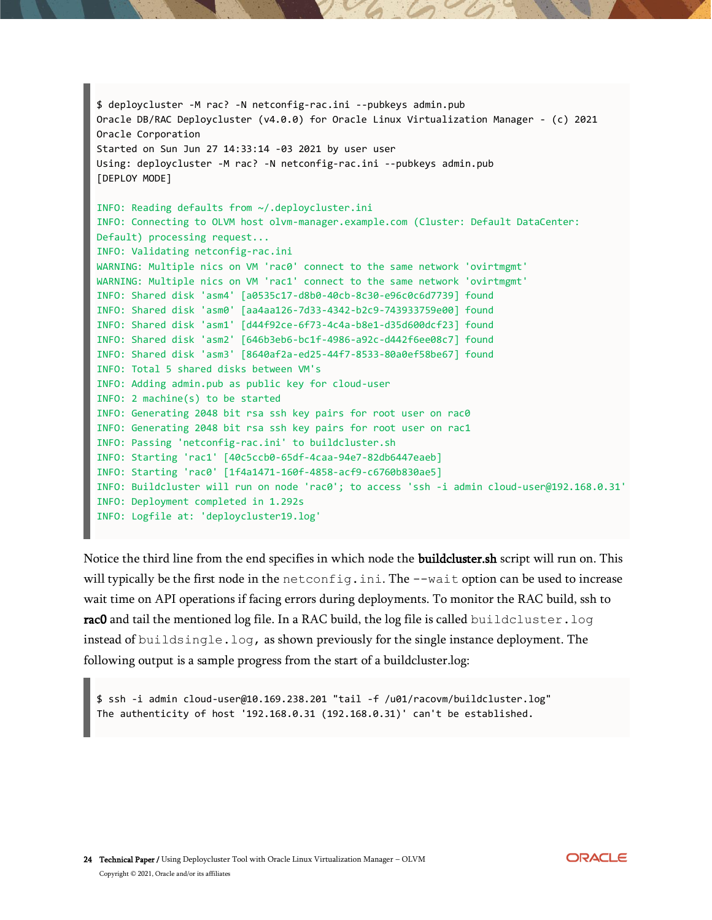```
$ deploycluster -M rac? -N netconfig-rac.ini --pubkeys admin.pub
Oracle DB/RAC Deploycluster (v4.0.0) for Oracle Linux Virtualization Manager - (c) 2021
Oracle Corporation
Started on Sun Jun 27 14:33:14 -03 2021 by user user
Using: deploycluster -M rac? -N netconfig-rac.ini --pubkeys admin.pub
[DEPLOY MODE]

INFO: Reading defaults from ~/.deploycluster.ini
INFO: Connecting to OLVM host olvm-manager.example.com (Cluster: Default DataCenter:
Default) processing request...
INFO: Validating netconfig-rac.ini
WARNING: Multiple nics on VM 'rac0' connect to the same network 'ovirtmgmt'
WARNING: Multiple nics on VM 'rac1' connect to the same network 'ovirtmgmt'
INFO: Shared disk 'asm4' [a0535c17-d8b0-40cb-8c30-e96c0c6d7739] found
INFO: Shared disk 'asm0' [aa4aa126-7d33-4342-b2c9-743933759e00] found
INFO: Shared disk 'asm1' [d44f92ce-6f73-4c4a-b8e1-d35d600dcf23] found
INFO: Shared disk 'asm2' [646b3eb6-bc1f-4986-a92c-d442f6ee08c7] found
INFO: Shared disk 'asm3' [8640af2a-ed25-44f7-8533-80a0ef58be67] found
INFO: Total 5 shared disks between VM's
INFO: Adding admin.pub as public key for cloud-user
INFO: 2 machine(s) to be started
INFO: Generating 2048 bit rsa ssh key pairs for root user on rac0
INFO: Generating 2048 bit rsa ssh key pairs for root user on rac1
INFO: Passing 'netconfig-rac.ini' to buildcluster.sh
INFO: Starting 'rac1' [40c5ccb0-65df-4caa-94e7-82db6447eaeb]
INFO: Starting 'rac0' [1f4a1471-160f-4858-acf9-c6760b830ae5]
INFO: Buildcluster will run on node 'rac0'; to access 'ssh -i admin cloud-user@192.168.0.31'
INFO: Deployment completed in 1.292s
INFO: Logfile at: 'deploycluster19.log'
```

Notice the third line from the end specifies in which node the **buildcluster.sh** script will run on. This will typically be the first node in the `netconfig.ini`. The `--wait` option can be used to increase wait time on API operations if facing errors during deployments. To monitor the RAC build, ssh to **rac0** and tail the mentioned log file. In a RAC build, the log file is called `buildcluster.log` instead of `buildsingle.log`, as shown previously for the single instance deployment. The following output is a sample progress from the start of a buildcluster.log:

```
$ ssh -i admin cloud-user@10.169.238.201 "tail -f /u01/racovm/buildcluster.log"
The authenticity of host '192.168.0.31 (192.168.0.31)' can't be established.
```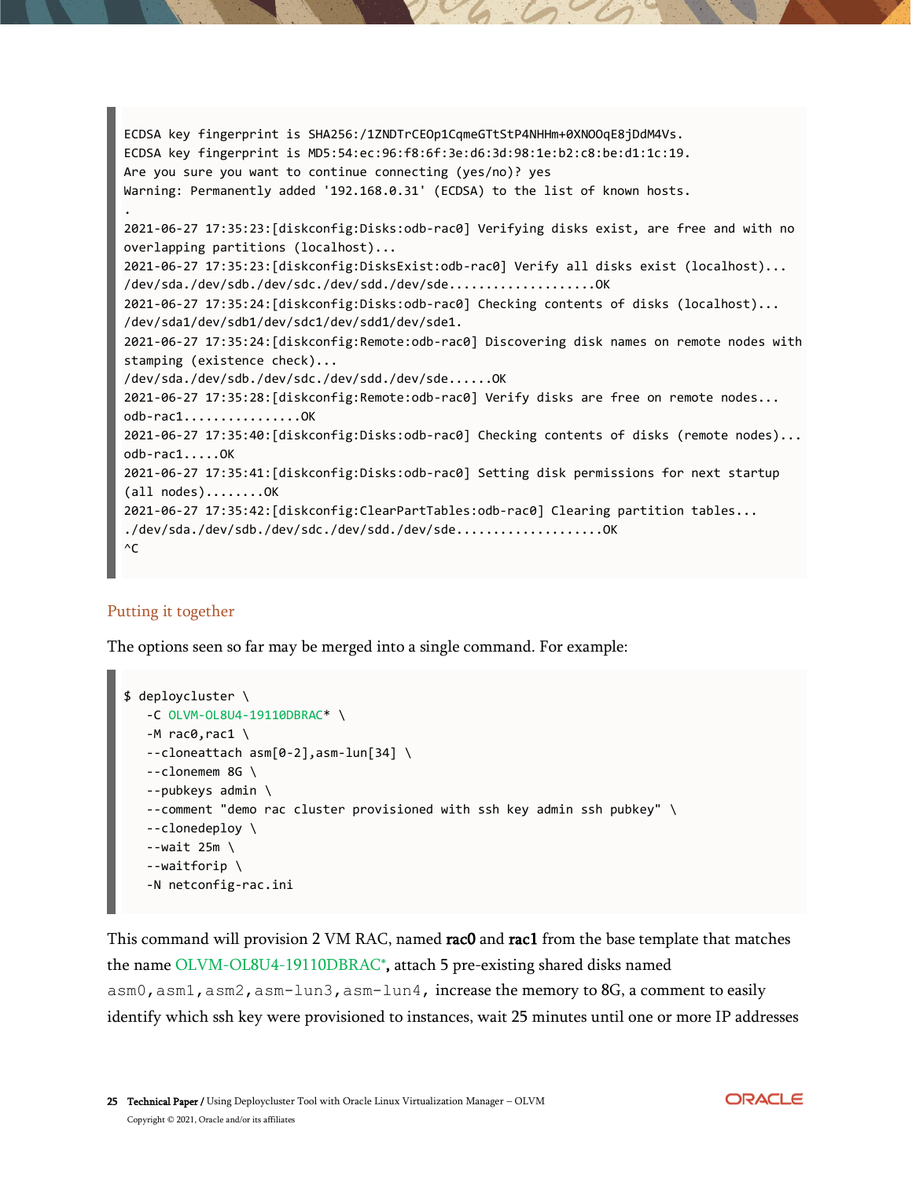```
ECDSA key fingerprint is SHA256:/1ZNDTrCEOp1CqmeGTtStP4NHHm+0XNOOqE8jDdM4Vs.
ECDSA key fingerprint is MD5:54:ec:96:f8:6f:3e:d6:3d:98:1e:b2:c8:be:d1:1c:19.
Are you sure you want to continue connecting (yes/no)? yes
Warning: Permanently added '192.168.0.31' (ECDSA) to the list of known hosts.
.
2021-06-27 17:35:23:[diskconfig:Disks:odb-rac0] Verifying disks exist, are free and with no overlapping partitions (localhost)...
2021-06-27 17:35:23:[diskconfig:DisksExist:odb-rac0] Verify all disks exist (localhost)...
/dev/sda./dev/sdb./dev/sdc./dev/sdd./dev/sde...................OK
2021-06-27 17:35:24:[diskconfig:Disks:odb-rac0] Checking contents of disks (localhost)...
/dev/sda1/dev/sdb1/dev/sdc1/dev/sdd1/dev/sde1.
2021-06-27 17:35:24:[diskconfig:Remote:odb-rac0] Discovering disk names on remote nodes with stamping (existence check)...
/dev/sda./dev/sdb./dev/sdc./dev/sdd./dev/sde......OK
2021-06-27 17:35:28:[diskconfig:Remote:odb-rac0] Verify disks are free on remote nodes...
odb-rac1...............OK
2021-06-27 17:35:40:[diskconfig:Disks:odb-rac0] Checking contents of disks (remote nodes)...
odb-rac1.....OK
2021-06-27 17:35:41:[diskconfig:Disks:odb-rac0] Setting disk permissions for next startup (all nodes)........OK
2021-06-27 17:35:42:[diskconfig:ClearPartTables:odb-rac0] Clearing partition tables...
./dev/sda./dev/sdb./dev/sdc./dev/sdd./dev/sde...................OK
^C
```

## Putting it together

The options seen so far may be merged into a single command. For example:

```
$ deploycluster \
   -C OLVM-OL8U4-19110DBRAC* \
   -M rac0,rac1 \
   --cloneattach asm[0-2],asm-lun[34] \
   --clonemem 8G \
   --pubkeys admin \
   --comment "demo rac cluster provisioned with ssh key admin ssh pubkey" \
   --clonedeploy \
   --wait 25m \
   --waitforip \
   -N netconfig-rac.ini
```

This command will provision 2 VM RAC, named **rac0** and **rac1** from the base template that matches the name OLVM-OL8U4-19110DBRAC*, attach 5 pre-existing shared disks named `asm0,asm1,asm2,asm-lun3,asm-lun4`, increase the memory to 8G, a comment to easily identify which ssh key were provisioned to instances, wait 25 minutes until one or more IP addresses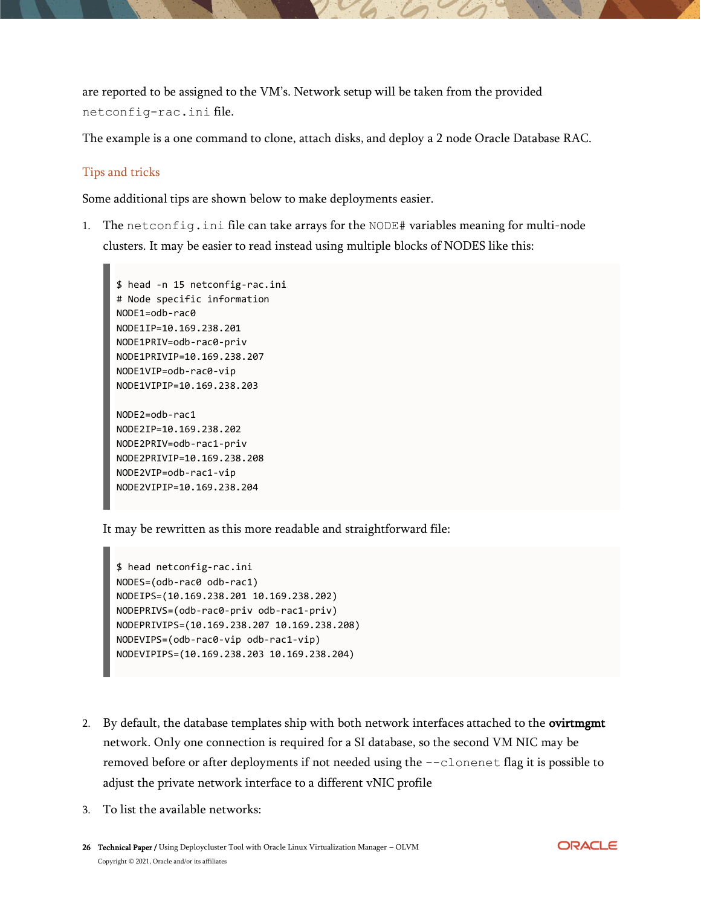are reported to be assigned to the VM's. Network setup will be taken from the provided `netconfig-rac.ini` file.

The example is a one command to clone, attach disks, and deploy a 2 node Oracle Database RAC.

## Tips and tricks

Some additional tips are shown below to make deployments easier.

1. The `netconfig.ini` file can take arrays for the `NODE#` variables meaning for multi-node clusters. It may be easier to read instead using multiple blocks of NODES like this:

```
$ head -n 15 netconfig-rac.ini
# Node specific information
NODE1=odb-rac0
NODE1IP=10.169.238.201
NODE1PRIV=odb-rac0-priv
NODE1PRIVIP=10.169.238.207
NODE1VIP=odb-rac0-vip
NODE1VIPIP=10.169.238.203

NODE2=odb-rac1
NODE2IP=10.169.238.202
NODE2PRIV=odb-rac1-priv
NODE2PRIVIP=10.169.238.208
NODE2VIP=odb-rac1-vip
NODE2VIPIP=10.169.238.204
```

   It may be rewritten as this more readable and straightforward file:

```
$ head netconfig-rac.ini
NODES=(odb-rac0 odb-rac1)
NODEIPS=(10.169.238.201 10.169.238.202)
NODEPRIVS=(odb-rac0-priv odb-rac1-priv)
NODEPRIVIPS=(10.169.238.207 10.169.238.208)
NODEVIPS=(odb-rac0-vip odb-rac1-vip)
NODEVIPIPS=(10.169.238.203 10.169.238.204)
```

2. By default, the database templates ship with both network interfaces attached to the **ovirtmgmt** network. Only one connection is required for a SI database, so the second VM NIC may be removed before or after deployments if not needed using the `--clonenet` flag it is possible to adjust the private network interface to a different vNIC profile

3. To list the available networks: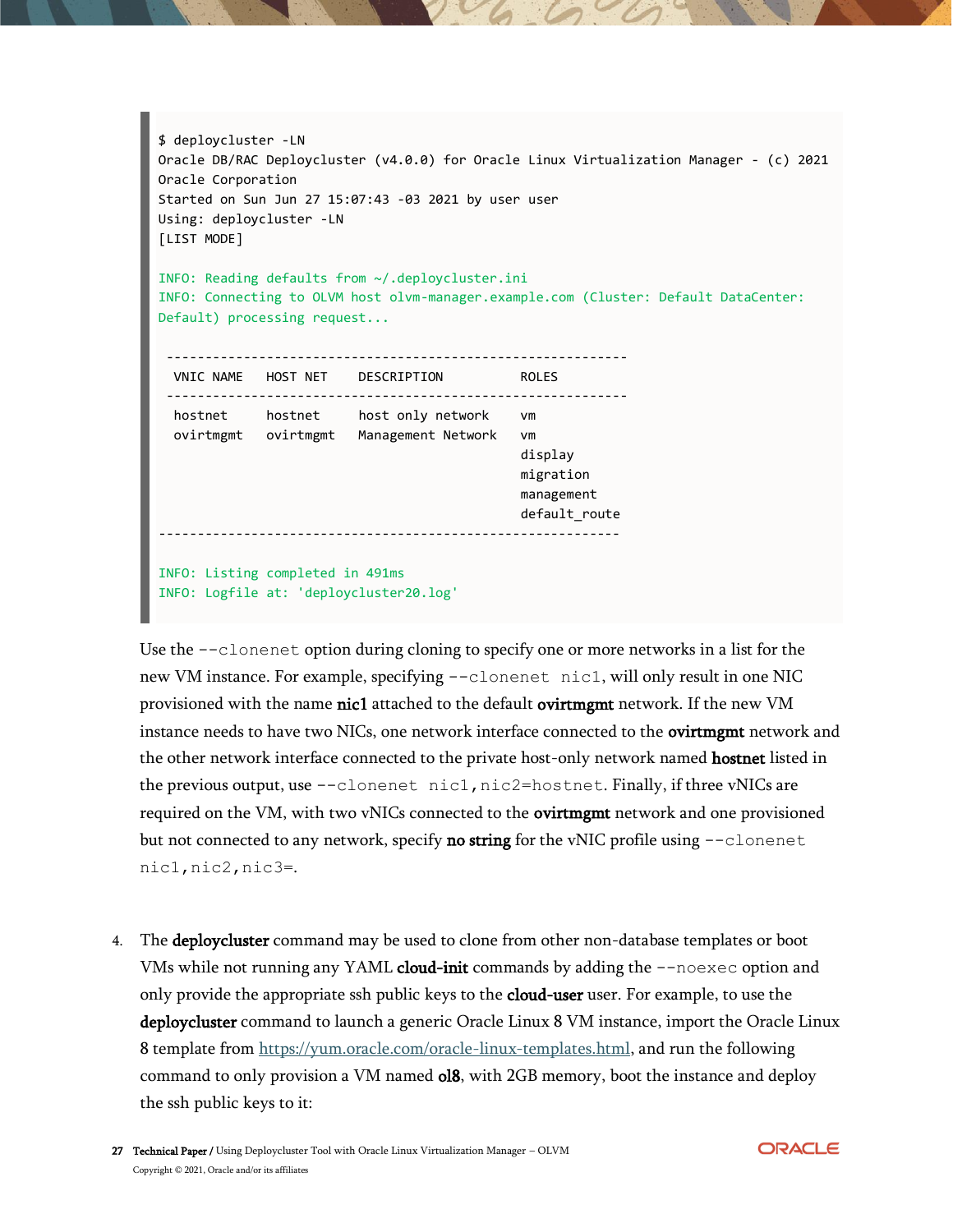```
$ deploycluster -LN
Oracle DB/RAC Deploycluster (v4.0.0) for Oracle Linux Virtualization Manager - (c) 2021
Oracle Corporation
Started on Sun Jun 27 15:07:43 -03 2021 by user user
Using: deploycluster -LN
[LIST MODE]

INFO: Reading defaults from ~/.deploycluster.ini
INFO: Connecting to OLVM host olvm-manager.example.com (Cluster: Default DataCenter:
Default) processing request...

 -------------------------------------------------------------
  VNIC NAME    HOST NET     DESCRIPTION          ROLES
 -------------------------------------------------------------
  hostnet      hostnet      host only network    vm
  ovirtmgmt    ovirtmgmt    Management Network   vm
                                                 display
                                                 migration
                                                 management
                                                 default_route
-------------------------------------------------------------

INFO: Listing completed in 491ms
INFO: Logfile at: 'deploycluster20.log'
```

Use the `--clonenet` option during cloning to specify one or more networks in a list for the new VM instance. For example, specifying `--clonenet nic1`, will only result in one NIC provisioned with the name **nic1** attached to the default **ovirtmgmt** network. If the new VM instance needs to have two NICs, one network interface connected to the **ovirtmgmt** network and the other network interface connected to the private host-only network named **hostnet** listed in the previous output, use `--clonenet nic1,nic2=hostnet`. Finally, if three vNICs are required on the VM, with two vNICs connected to the **ovirtmgmt** network and one provisioned but not connected to any network, specify **no string** for the vNIC profile using `--clonenet nic1,nic2,nic3=`.

4. The **deploycluster** command may be used to clone from other non-database templates or boot VMs while not running any YAML **cloud-init** commands by adding the `--noexec` option and only provide the appropriate ssh public keys to the **cloud-user** user. For example, to use the **deploycluster** command to launch a generic Oracle Linux 8 VM instance, import the Oracle Linux 8 template from [https://yum.oracle.com/oracle-linux-templates.html](https://yum.oracle.com/oracle-linux-templates.html), and run the following command to only provision a VM named **ol8**, with 2GB memory, boot the instance and deploy the ssh public keys to it: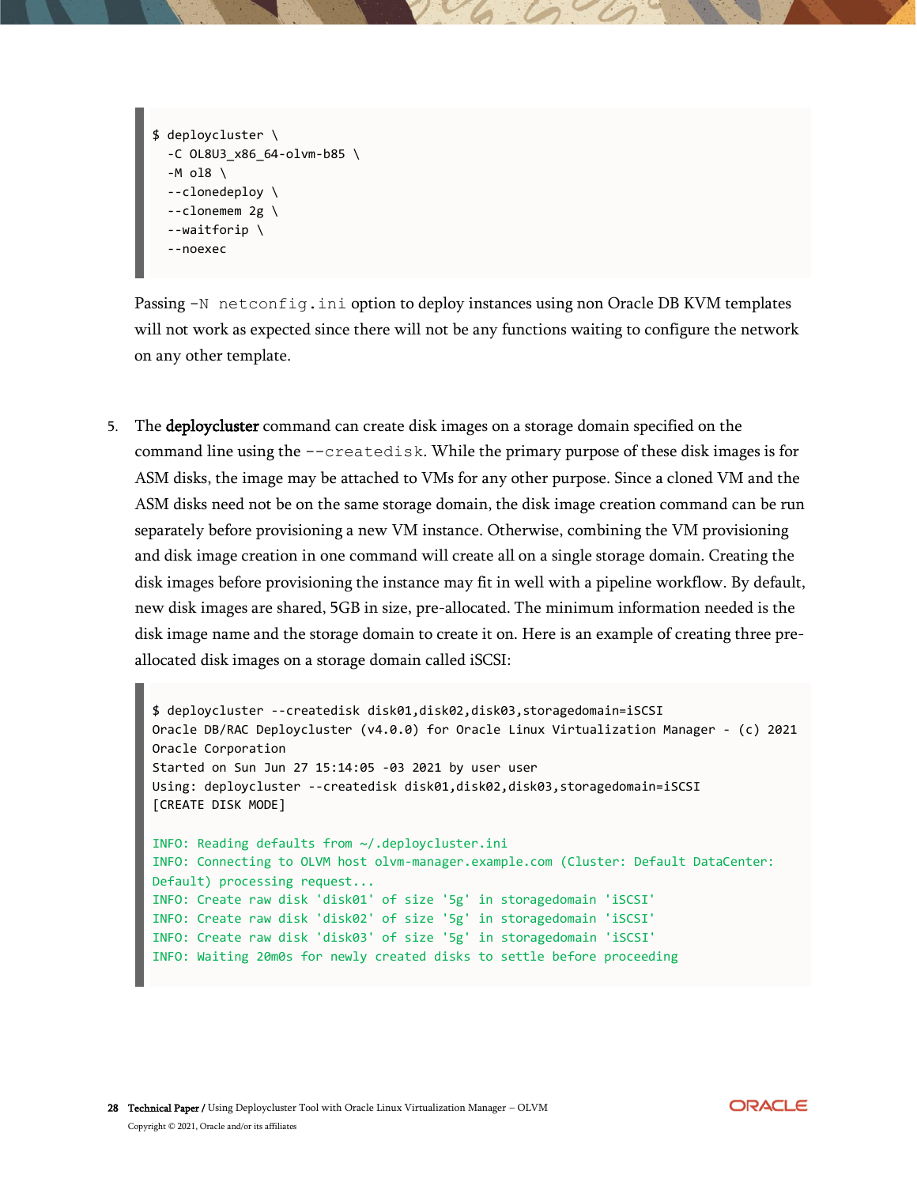```
$ deploycluster \
  -C OL8U3_x86_64-olvm-b85 \
  -M ol8 \
  --clonedeploy \
  --clonemem 2g \
  --waitforip \
  --noexec
```

Passing `-N netconfig.ini` option to deploy instances using non Oracle DB KVM templates will not work as expected since there will not be any functions waiting to configure the network on any other template.

5. The **deploycluster** command can create disk images on a storage domain specified on the command line using the `--createdisk`. While the primary purpose of these disk images is for ASM disks, the image may be attached to VMs for any other purpose. Since a cloned VM and the ASM disks need not be on the same storage domain, the disk image creation command can be run separately before provisioning a new VM instance. Otherwise, combining the VM provisioning and disk image creation in one command will create all on a single storage domain. Creating the disk images before provisioning the instance may fit in well with a pipeline workflow. By default, new disk images are shared, 5GB in size, pre-allocated. The minimum information needed is the disk image name and the storage domain to create it on. Here is an example of creating three pre-allocated disk images on a storage domain called iSCSI:

```
$ deploycluster --createdisk disk01,disk02,disk03,storagedomain=iSCSI
Oracle DB/RAC Deploycluster (v4.0.0) for Oracle Linux Virtualization Manager - (c) 2021
Oracle Corporation
Started on Sun Jun 27 15:14:05 -03 2021 by user user
Using: deploycluster --createdisk disk01,disk02,disk03,storagedomain=iSCSI
[CREATE DISK MODE]

INFO: Reading defaults from ~/.deploycluster.ini
INFO: Connecting to OLVM host olvm-manager.example.com (Cluster: Default DataCenter:
Default) processing request...
INFO: Create raw disk 'disk01' of size '5g' in storagedomain 'iSCSI'
INFO: Create raw disk 'disk02' of size '5g' in storagedomain 'iSCSI'
INFO: Create raw disk 'disk03' of size '5g' in storagedomain 'iSCSI'
INFO: Waiting 20m0s for newly created disks to settle before proceeding
```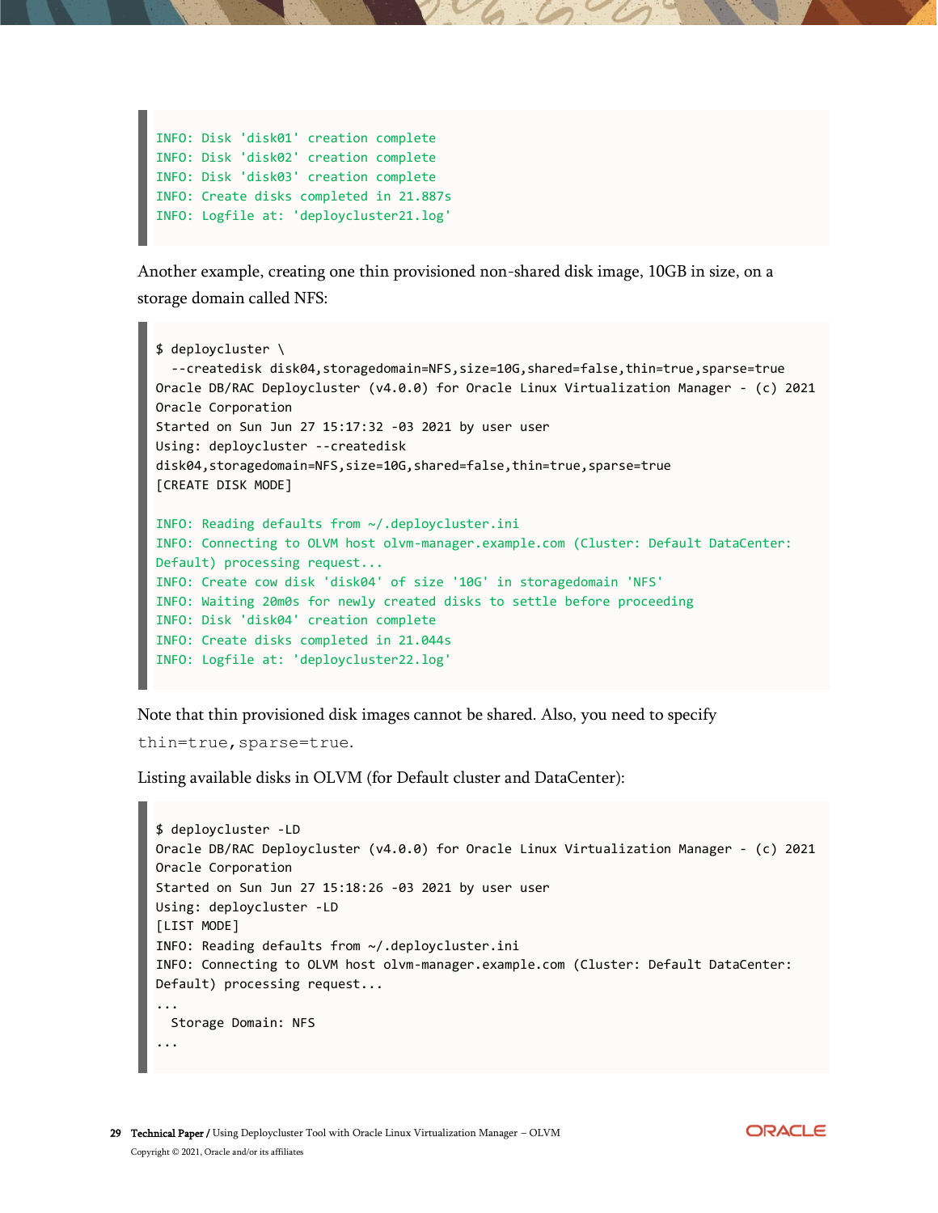```
INFO: Disk 'disk01' creation complete
INFO: Disk 'disk02' creation complete
INFO: Disk 'disk03' creation complete
INFO: Create disks completed in 21.887s
INFO: Logfile at: 'deploycluster21.log'
```

Another example, creating one thin provisioned non-shared disk image, 10GB in size, on a storage domain called NFS:

```
$ deploycluster \
  --createdisk disk04,storagedomain=NFS,size=10G,shared=false,thin=true,sparse=true
Oracle DB/RAC Deploycluster (v4.0.0) for Oracle Linux Virtualization Manager - (c) 2021
Oracle Corporation
Started on Sun Jun 27 15:17:32 -03 2021 by user user
Using: deploycluster --createdisk
disk04,storagedomain=NFS,size=10G,shared=false,thin=true,sparse=true
[CREATE DISK MODE]

INFO: Reading defaults from ~/.deploycluster.ini
INFO: Connecting to OLVM host olvm-manager.example.com (Cluster: Default DataCenter:
Default) processing request...
INFO: Create cow disk 'disk04' of size '10G' in storagedomain 'NFS'
INFO: Waiting 20m0s for newly created disks to settle before proceeding
INFO: Disk 'disk04' creation complete
INFO: Create disks completed in 21.044s
INFO: Logfile at: 'deploycluster22.log'
```

Note that thin provisioned disk images cannot be shared. Also, you need to specify `thin=true,sparse=true`.

Listing available disks in OLVM (for Default cluster and DataCenter):

```
$ deploycluster -LD
Oracle DB/RAC Deploycluster (v4.0.0) for Oracle Linux Virtualization Manager - (c) 2021
Oracle Corporation
Started on Sun Jun 27 15:18:26 -03 2021 by user user
Using: deploycluster -LD
[LIST MODE]
INFO: Reading defaults from ~/.deploycluster.ini
INFO: Connecting to OLVM host olvm-manager.example.com (Cluster: Default DataCenter:
Default) processing request...
...
  Storage Domain: NFS
...
```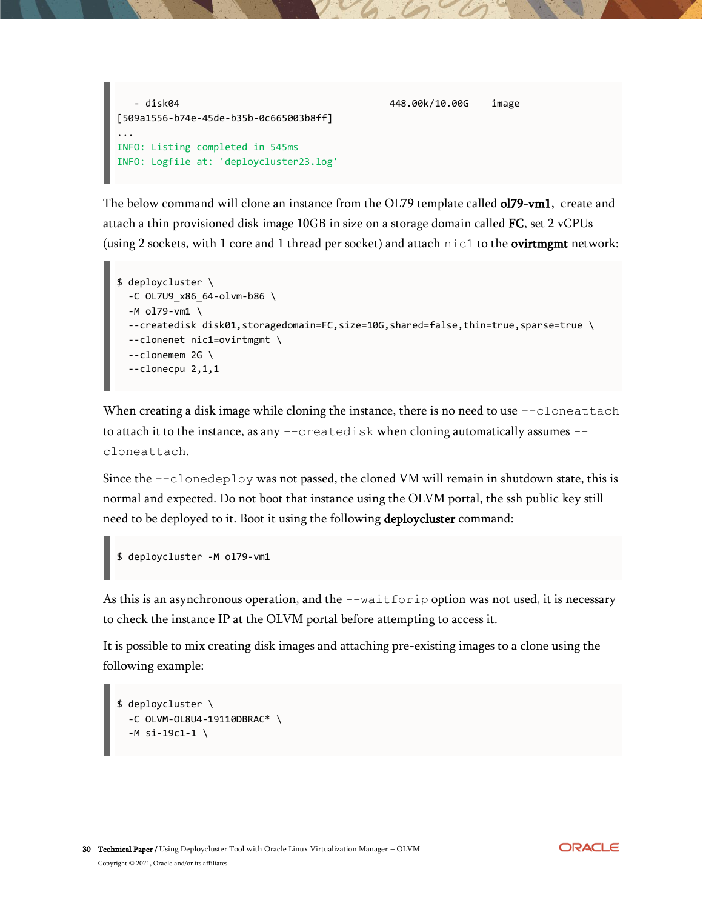```
   - disk04                                     448.00k/10.00G    image
[509a1556-b74e-45de-b35b-0c665003b8ff]
...
INFO: Listing completed in 545ms
INFO: Logfile at: 'deploycluster23.log'
```

The below command will clone an instance from the OL79 template called **ol79-vm1**, create and attach a thin provisioned disk image 10GB in size on a storage domain called **FC**, set 2 vCPUs (using 2 sockets, with 1 core and 1 thread per socket) and attach `nic1` to the **ovirtmgmt** network:

```
$ deploycluster \
  -C OL7U9_x86_64-olvm-b86 \
  -M ol79-vm1 \
  --createdisk disk01,storagedomain=FC,size=10G,shared=false,thin=true,sparse=true \
  --clonenet nic1=ovirtmgmt \
  --clonemem 2G \
  --clonecpu 2,1,1
```

When creating a disk image while cloning the instance, there is no need to use `--cloneattach` to attach it to the instance, as any `--createdisk` when cloning automatically assumes `--cloneattach`.

Since the `--clonedeploy` was not passed, the cloned VM will remain in shutdown state, this is normal and expected. Do not boot that instance using the OLVM portal, the ssh public key still need to be deployed to it. Boot it using the following **deploycluster** command:

```
$ deploycluster -M ol79-vm1
```

As this is an asynchronous operation, and the `--waitforip` option was not used, it is necessary to check the instance IP at the OLVM portal before attempting to access it.

It is possible to mix creating disk images and attaching pre-existing images to a clone using the following example:

```
$ deploycluster \
  -C OLVM-OL8U4-19110DBRAC* \
  -M si-19c1-1 \
```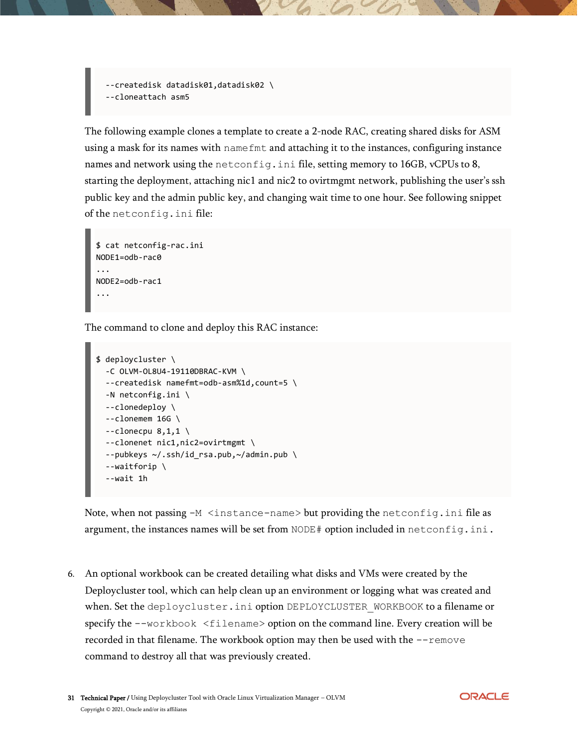```
  --createdisk datadisk01,datadisk02 \
  --cloneattach asm5
```

The following example clones a template to create a 2-node RAC, creating shared disks for ASM using a mask for its names with `namefmt` and attaching it to the instances, configuring instance names and network using the `netconfig.ini` file, setting memory to 16GB, vCPUs to 8, starting the deployment, attaching nic1 and nic2 to ovirtmgmt network, publishing the user's ssh public key and the admin public key, and changing wait time to one hour. See following snippet of the `netconfig.ini` file:

```
$ cat netconfig-rac.ini
NODE1=odb-rac0
...
NODE2=odb-rac1
...
```

The command to clone and deploy this RAC instance:

```
$ deploycluster \
  -C OLVM-OL8U4-19110DBRAC-KVM \
  --createdisk namefmt=odb-asm%1d,count=5 \
  -N netconfig.ini \
  --clonedeploy \
  --clonemem 16G \
  --clonecpu 8,1,1 \
  --clonenet nic1,nic2=ovirtmgmt \
  --pubkeys ~/.ssh/id_rsa.pub,~/admin.pub \
  --waitforip \
  --wait 1h
```

Note, when not passing `-M <instance-name>` but providing the `netconfig.ini` file as argument, the instances names will be set from `NODE#` option included in `netconfig.ini`.

6. An optional workbook can be created detailing what disks and VMs were created by the Deploycluster tool, which can help clean up an environment or logging what was created and when. Set the `deploycluster.ini` option `DEPLOYCLUSTER_WORKBOOK` to a filename or specify the `--workbook <filename>` option on the command line. Every creation will be recorded in that filename. The workbook option may then be used with the `--remove` command to destroy all that was previously created.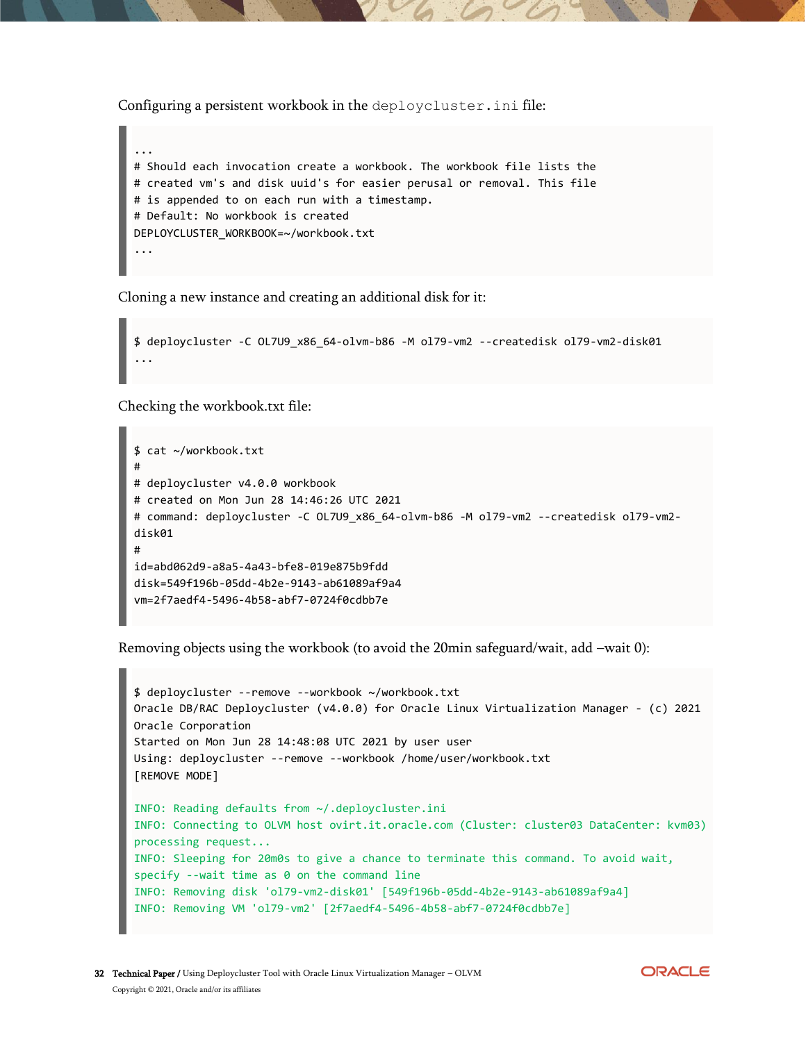Configuring a persistent workbook in the `deploycluster.ini` file:

```
...
# Should each invocation create a workbook. The workbook file lists the
# created vm's and disk uuid's for easier perusal or removal. This file
# is appended to on each run with a timestamp.
# Default: No workbook is created
DEPLOYCLUSTER_WORKBOOK=~/workbook.txt
...
```

Cloning a new instance and creating an additional disk for it:

```
$ deploycluster -C OL7U9_x86_64-olvm-b86 -M ol79-vm2 --createdisk ol79-vm2-disk01
...
```

Checking the workbook.txt file:

```
$ cat ~/workbook.txt
#
# deploycluster v4.0.0 workbook
# created on Mon Jun 28 14:46:26 UTC 2021
# command: deploycluster -C OL7U9_x86_64-olvm-b86 -M ol79-vm2 --createdisk ol79-vm2-
disk01
#
id=abd062d9-a8a5-4a43-bfe8-019e875b9fdd
disk=549f196b-05dd-4b2e-9143-ab61089af9a4
vm=2f7aedf4-5496-4b58-abf7-0724f0cdbb7e
```

Removing objects using the workbook (to avoid the 20min safeguard/wait, add –wait 0):

```
$ deploycluster --remove --workbook ~/workbook.txt
Oracle DB/RAC Deploycluster (v4.0.0) for Oracle Linux Virtualization Manager - (c) 2021
Oracle Corporation
Started on Mon Jun 28 14:48:08 UTC 2021 by user user
Using: deploycluster --remove --workbook /home/user/workbook.txt
[REMOVE MODE]

INFO: Reading defaults from ~/.deploycluster.ini
INFO: Connecting to OLVM host ovirt.it.oracle.com (Cluster: cluster03 DataCenter: kvm03)
processing request...
INFO: Sleeping for 20m0s to give a chance to terminate this command. To avoid wait,
specify --wait time as 0 on the command line
INFO: Removing disk 'ol79-vm2-disk01' [549f196b-05dd-4b2e-9143-ab61089af9a4]
INFO: Removing VM 'ol79-vm2' [2f7aedf4-5496-4b58-abf7-0724f0cdbb7e]
```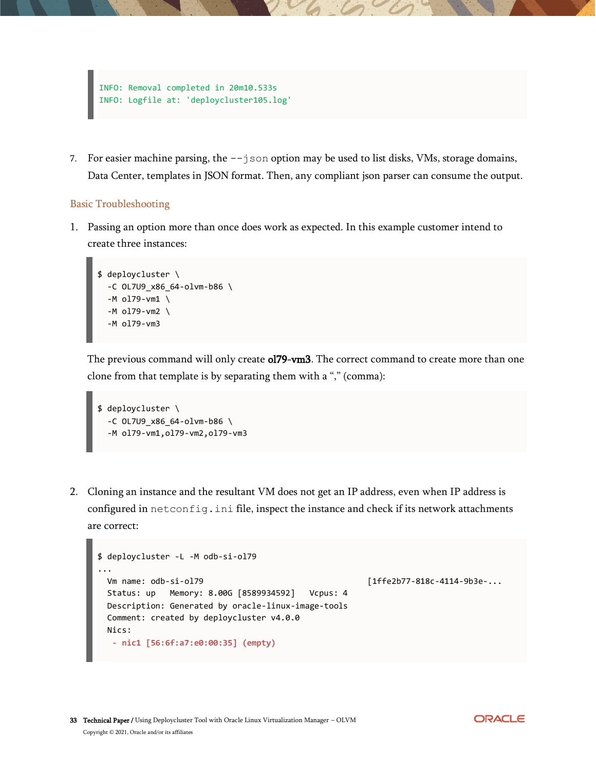```
INFO: Removal completed in 20m10.533s
INFO: Logfile at: 'deploycluster105.log'
```

7. For easier machine parsing, the `--json` option may be used to list disks, VMs, storage domains, Data Center, templates in JSON format. Then, any compliant json parser can consume the output.

## Basic Troubleshooting

1. Passing an option more than once does work as expected. In this example customer intend to create three instances:

```
$ deploycluster \
  -C OL7U9_x86_64-olvm-b86 \
  -M ol79-vm1 \
  -M ol79-vm2 \
  -M ol79-vm3
```

   The previous command will only create **ol79-vm3**. The correct command to create more than one clone from that template is by separating them with a "," (comma):

```
$ deploycluster \
  -C OL7U9_x86_64-olvm-b86 \
  -M ol79-vm1,ol79-vm2,ol79-vm3
```

2. Cloning an instance and the resultant VM does not get an IP address, even when IP address is configured in `netconfig.ini` file, inspect the instance and check if its network attachments are correct:

```
$ deploycluster -L -M odb-si-ol79
...
  Vm name: odb-si-ol79                              [1ffe2b77-818c-4114-9b3e-...
  Status: up   Memory: 8.00G [8589934592]   Vcpus: 4
  Description: Generated by oracle-linux-image-tools
  Comment: created by deploycluster v4.0.0
  Nics:
   - nic1 [56:6f:a7:e0:00:35] (empty)
```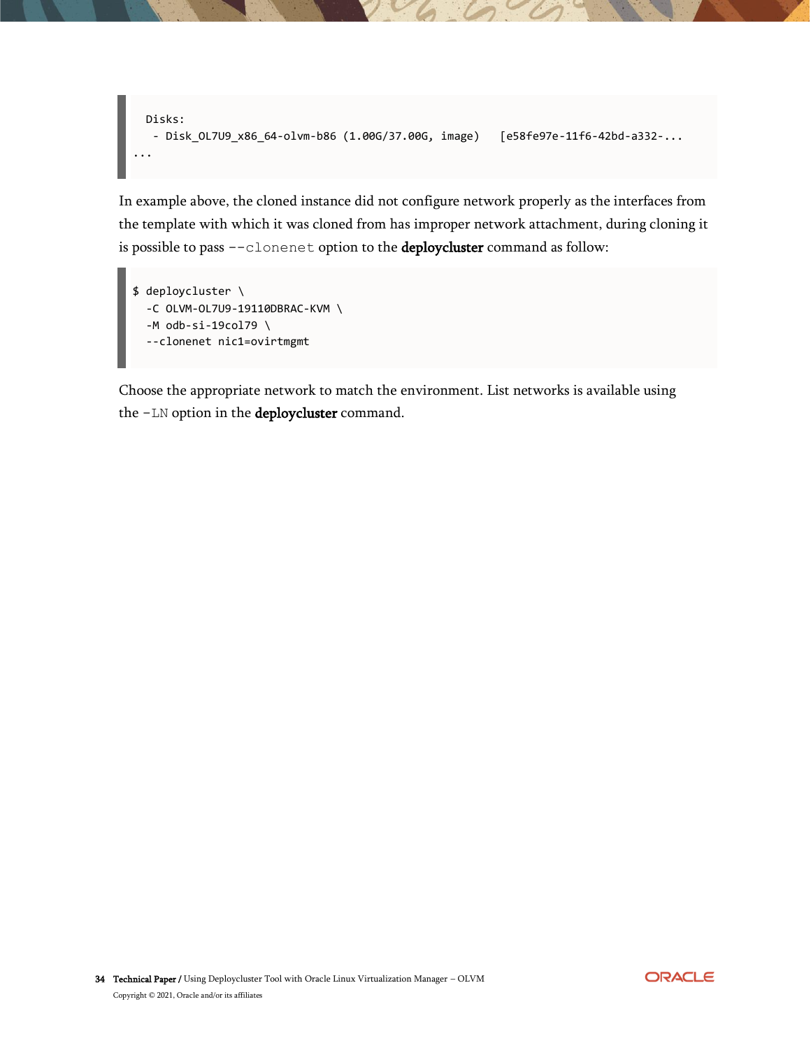```
  Disks:
   - Disk_OL7U9_x86_64-olvm-b86 (1.00G/37.00G, image)   [e58fe97e-11f6-42bd-a332-...
...
```

In example above, the cloned instance did not configure network properly as the interfaces from the template with which it was cloned from has improper network attachment, during cloning it is possible to pass `--clonenet` option to the **deploycluster** command as follow:

```
$ deploycluster \
  -C OLVM-OL7U9-19110DBRAC-KVM \
  -M odb-si-19col79 \
  --clonenet nic1=ovirtmgmt
```

Choose the appropriate network to match the environment. List networks is available using the `-LN` option in the **deploycluster** command.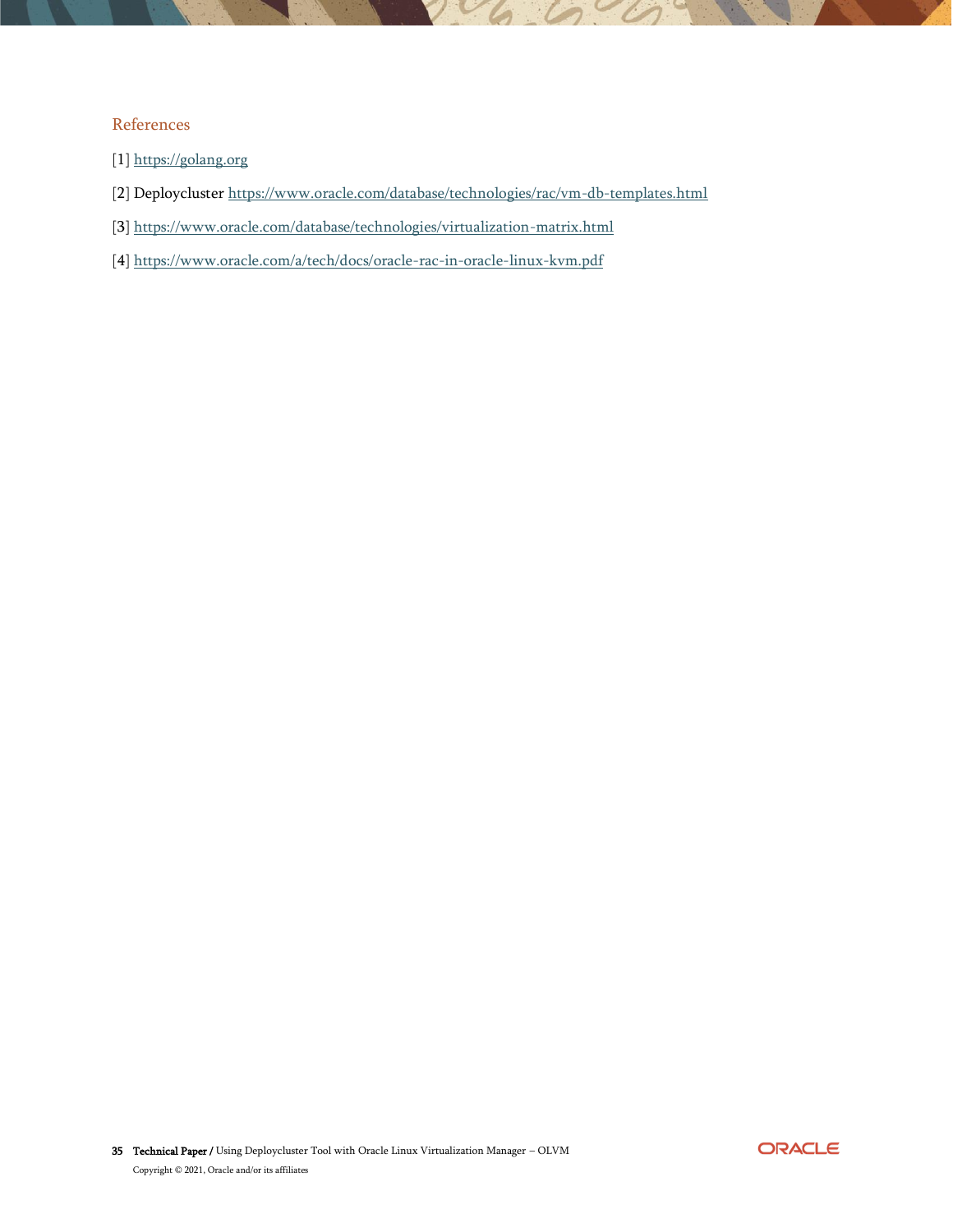## References

[1] https://golang.org

[2] Deploycluster https://www.oracle.com/database/technologies/rac/vm-db-templates.html

[3] https://www.oracle.com/database/technologies/virtualization-matrix.html

[4] https://www.oracle.com/a/tech/docs/oracle-rac-in-oracle-linux-kvm.pdf